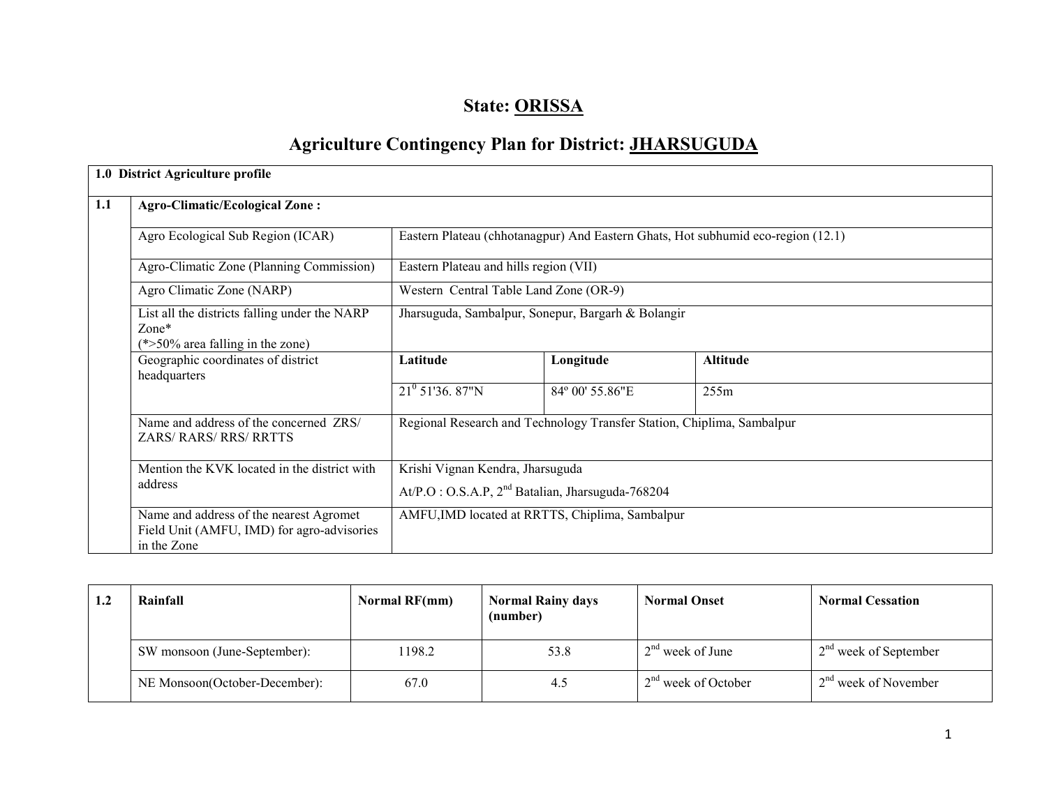# State: ORISSA

## Agriculture Contingency Plan for District: JHARSUGUDA

| 1.0 District Agriculture profile | | | | |
|---|---|---|---|---|
| **1.1** | **Agro-Climatic/Ecological Zone :** | | | |
| | Agro Ecological Sub Region (ICAR) | Eastern Plateau (chhotanagpur) And Eastern Ghats, Hot subhumid eco-region (12.1) | | |
| | Agro-Climatic Zone (Planning Commission) | Eastern Plateau and hills region (VII) | | |
| | Agro Climatic Zone (NARP) | Western Central Table Land Zone (OR-9) | | |
| | List all the districts falling under the NARP Zone* (*>50% area falling in the zone) | Jharsuguda, Sambalpur, Sonepur, Bargarh & Bolangir | | |
| | Geographic coordinates of district headquarters | **Latitude** | **Longitude** | **Altitude** |
| | | 21$^{0}$ 51'36. 87"N | 84º 00' 55.86"E | 255m |
| | Name and address of the concerned ZRS/ ZARS/ RARS/ RRS/ RRTTS | Regional Research and Technology Transfer Station, Chiplima, Sambalpur | | |
| | Mention the KVK located in the district with address | Krishi Vignan Kendra, Jharsuguda<br>At/P.O : O.S.A.P, 2nd Batalian, Jharsuguda-768204 | | |
| | Name and address of the nearest Agromet Field Unit (AMFU, IMD) for agro-advisories in the Zone | AMFU,IMD located at RRTTS, Chiplima, Sambalpur | | |

| 1.2 | Rainfall | Normal RF(mm) | Normal Rainy days (number) | Normal Onset | Normal Cessation |
|---|---|---|---|---|---|
| | SW monsoon (June-September): | 1198.2 | 53.8 | 2nd week of June | 2nd week of September |
| | NE Monsoon(October-December): | 67.0 | 4.5 | 2nd week of October | 2nd week of November |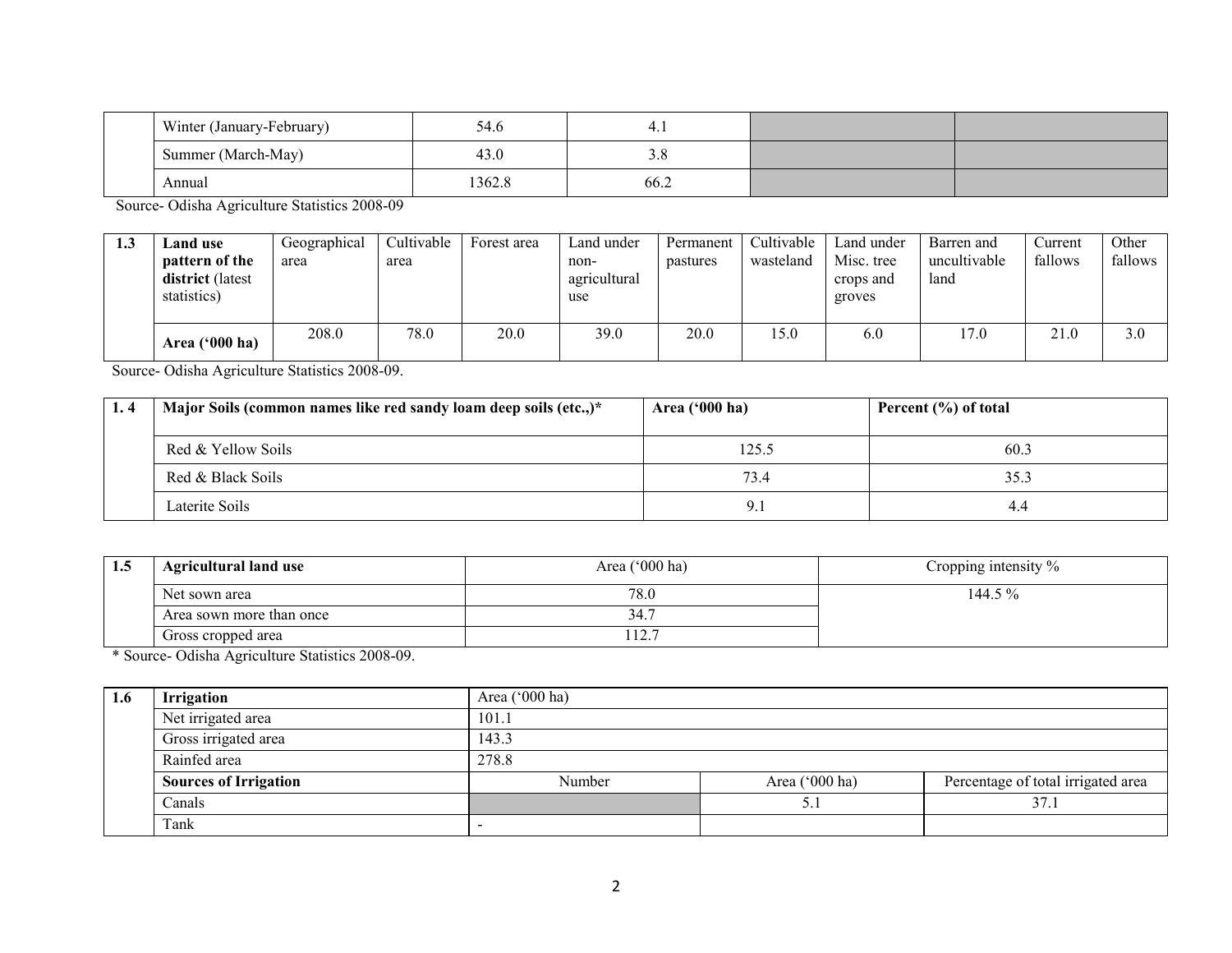| | | | | | |
|---|---|---|---|---|---|
| | Winter (January-February) | 54.6 | 4.1 | | |
| | Summer (March-May) | 43.0 | 3.8 | | |
| | Annual | 1362.8 | 66.2 | | |

Source- Odisha Agriculture Statistics 2008-09

| 1.3 | **Land use pattern of the district** (latest statistics) | Geographical area | Cultivable area | Forest area | Land under non-agricultural use | Permanent pastures | Cultivable wasteland | Land under Misc. tree crops and groves | Barren and uncultivable land | Current fallows | Other fallows |
|---|---|---|---|---|---|---|---|---|---|---|---|
| | **Area ('000 ha)** | 208.0 | 78.0 | 20.0 | 39.0 | 20.0 | 15.0 | 6.0 | 17.0 | 21.0 | 3.0 |

Source- Odisha Agriculture Statistics 2008-09.

| 1. 4 | **Major Soils (common names like red sandy loam deep soils (etc.,)*** | **Area ('000 ha)** | **Percent (%) of total** |
|---|---|---|---|
| | Red & Yellow Soils | 125.5 | 60.3 |
| | Red & Black Soils | 73.4 | 35.3 |
| | Laterite Soils | 9.1 | 4.4 |

| 1.5 | **Agricultural land use** | Area ('000 ha) | Cropping intensity % |
|---|---|---|---|
| | Net sown area | 78.0 | 144.5 % |
| | Area sown more than once | 34.7 | |
| | Gross cropped area | 112.7 | |

* Source- Odisha Agriculture Statistics 2008-09.

| 1.6 | **Irrigation** | Area ('000 ha) | | |
|---|---|---|---|---|
| | Net irrigated area | 101.1 | | |
| | Gross irrigated area | 143.3 | | |
| | Rainfed area | 278.8 | | |
| | **Sources of Irrigation** | Number | Area ('000 ha) | Percentage of total irrigated area |
| | Canals | | 5.1 | 37.1 |
| | Tank | - | | |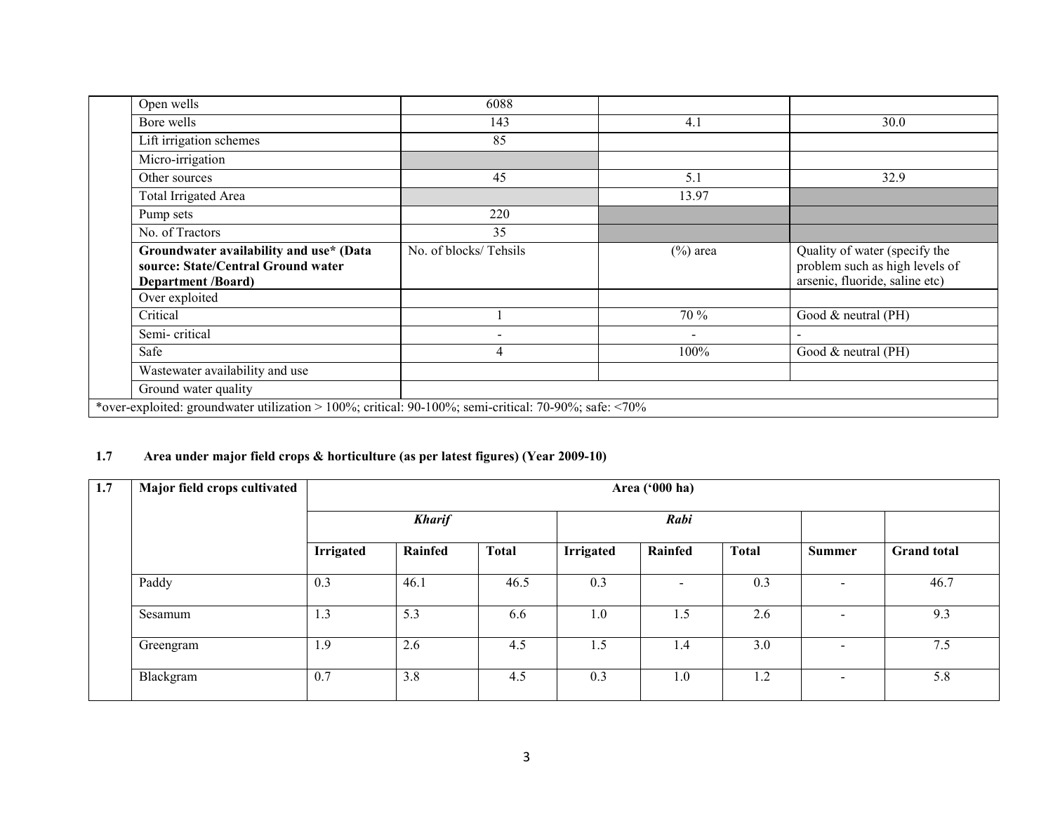| | | | | |
|---|---|---|---|---|
| | Open wells | 6088 | | |
| | Bore wells | 143 | 4.1 | 30.0 |
| | Lift irrigation schemes | 85 | | |
| | Micro-irrigation | | | |
| | Other sources | 45 | 5.1 | 32.9 |
| | Total Irrigated Area | | 13.97 | |
| | Pump sets | 220 | | |
| | No. of Tractors | 35 | | |
| | **Groundwater availability and use* (Data source: State/Central Ground water Department /Board)** | No. of blocks/ Tehsils | (%) area | Quality of water (specify the problem such as high levels of arsenic, fluoride, saline etc) |
| | Over exploited | | | |
| | Critical | 1 | 70 % | Good & neutral (PH) |
| | Semi- critical | - | - | - |
| | Safe | 4 | 100% | Good & neutral (PH) |
| | Wastewater availability and use | | | |
| | Ground water quality | | | |

*over-exploited: groundwater utilization > 100%; critical: 90-100%; semi-critical: 70-90%; safe: <70%

**1.7 Area under major field crops & horticulture (as per latest figures) (Year 2009-10)**

| 1.7 | Major field crops cultivated | Area ('000 ha) | | | | | | | |
|---|---|---|---|---|---|---|---|---|---|
| | | *Kharif* | | | *Rabi* | | | | |
| | | **Irrigated** | **Rainfed** | **Total** | **Irrigated** | **Rainfed** | **Total** | **Summer** | **Grand total** |
| | Paddy | 0.3 | 46.1 | 46.5 | 0.3 | - | 0.3 | - | 46.7 |
| | Sesamum | 1.3 | 5.3 | 6.6 | 1.0 | 1.5 | 2.6 | - | 9.3 |
| | Greengram | 1.9 | 2.6 | 4.5 | 1.5 | 1.4 | 3.0 | - | 7.5 |
| | Blackgram | 0.7 | 3.8 | 4.5 | 0.3 | 1.0 | 1.2 | - | 5.8 |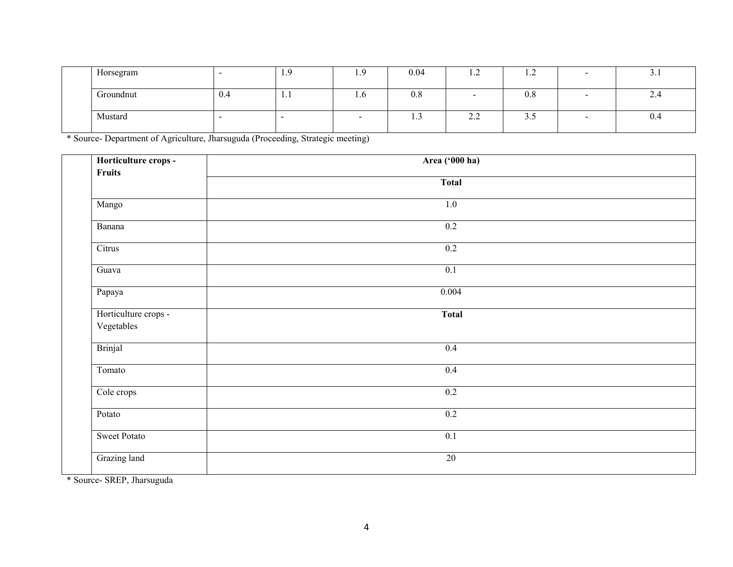| | | | | | | | | | |
|---|---|---|---|---|---|---|---|---|---|
| | Horsegram | - | 1.9 | 1.9 | 0.04 | 1.2 | 1.2 | - | 3.1 |
| | Groundnut | 0.4 | 1.1 | 1.6 | 0.8 | - | 0.8 | - | 2.4 |
| | Mustard | - | - | - | 1.3 | 2.2 | 3.5 | - | 0.4 |

* Source- Department of Agriculture, Jharsuguda (Proceeding, Strategic meeting)

| | **Horticulture crops - Fruits** | **Area ('000 ha)** |
|---|---|---|
| | | **Total** |
| | Mango | 1.0 |
| | Banana | 0.2 |
| | Citrus | 0.2 |
| | Guava | 0.1 |
| | Papaya | 0.004 |
| | Horticulture crops - Vegetables | **Total** |
| | Brinjal | 0.4 |
| | Tomato | 0.4 |
| | Cole crops | 0.2 |
| | Potato | 0.2 |
| | Sweet Potato | 0.1 |
| | Grazing land | 20 |

* Source- SREP, Jharsuguda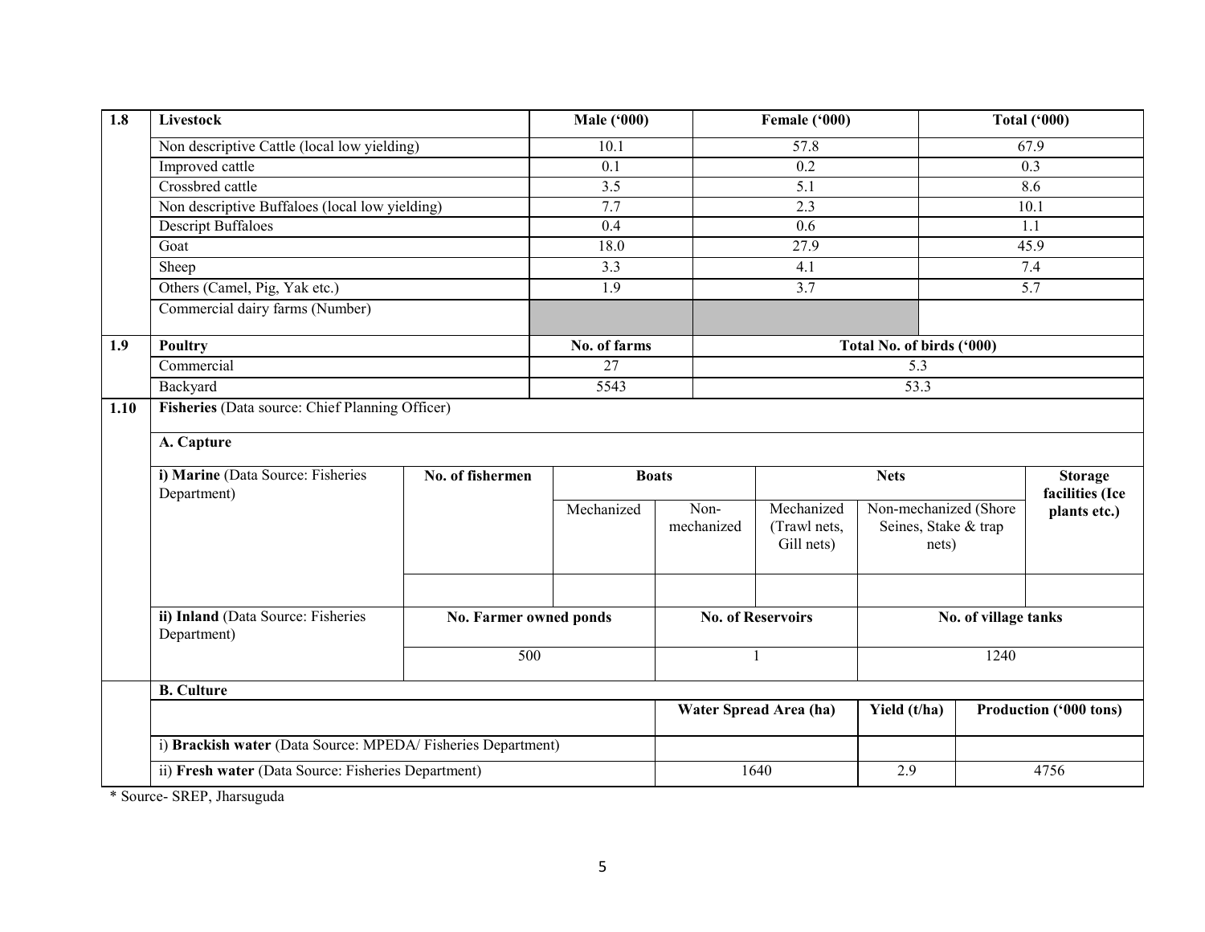| 1.8 | Livestock | Male ('000) | Female ('000) | Total ('000) |
|---|---|---|---|---|
| | Non descriptive Cattle (local low yielding) | 10.1 | 57.8 | 67.9 |
| | Improved cattle | 0.1 | 0.2 | 0.3 |
| | Crossbred cattle | 3.5 | 5.1 | 8.6 |
| | Non descriptive Buffaloes (local low yielding) | 7.7 | 2.3 | 10.1 |
| | Descript Buffaloes | 0.4 | 0.6 | 1.1 |
| | Goat | 18.0 | 27.9 | 45.9 |
| | Sheep | 3.3 | 4.1 | 7.4 |
| | Others (Camel, Pig, Yak etc.) | 1.9 | 3.7 | 5.7 |
| | Commercial dairy farms (Number) | | | |

| 1.9 | Poultry | No. of farms | Total No. of birds ('000) |
|---|---|---|---|
| | Commercial | 27 | 5.3 |
| | Backyard | 5543 | 53.3 |

**1.10 Fisheries** (Data source: Chief Planning Officer)

**A. Capture**

| **i) Marine** (Data Source: Fisheries Department) | No. of fishermen | Boats | | Nets | | Storage facilities (Ice plants etc.) |
|---|---|---|---|---|---|---|
| | | Mechanized | Non-mechanized | Mechanized (Trawl nets, Gill nets) | Non-mechanized (Shore Seines, Stake & trap nets) | |
| | | | | | | |

| **ii) Inland** (Data Source: Fisheries Department) | No. Farmer owned ponds | No. of Reservoirs | No. of village tanks |
|---|---|---|---|
| | 500 | 1 | 1240 |

**B. Culture**

| | Water Spread Area (ha) | Yield (t/ha) | Production ('000 tons) |
|---|---|---|---|
| i) **Brackish water** (Data Source: MPEDA/ Fisheries Department) | | | |
| ii) **Fresh water** (Data Source: Fisheries Department) | 1640 | 2.9 | 4756 |

* Source- SREP, Jharsuguda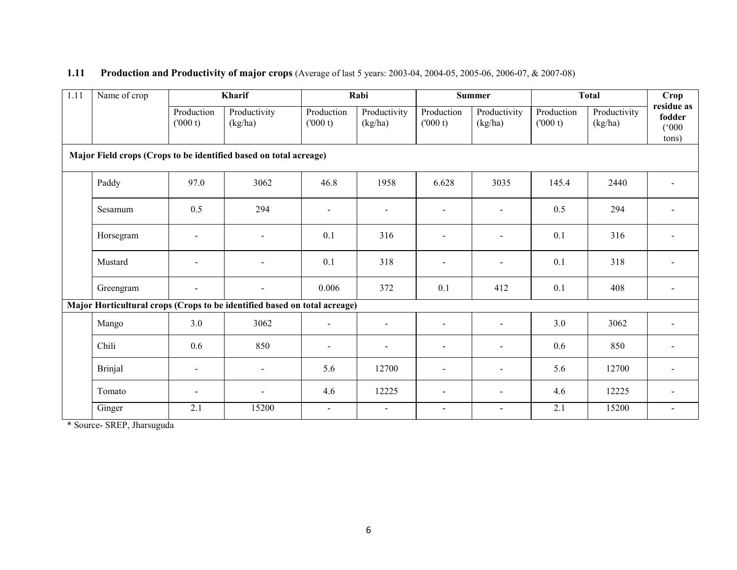### 1.11 Production and Productivity of major crops (Average of last 5 years: 2003-04, 2004-05, 2005-06, 2006-07, & 2007-08)

| 1.11 | Name of crop | Kharif | | Rabi | | Summer | | Total | | Crop residue as fodder ('000 tons) |
|---|---|---|---|---|---|---|---|---|---|---|
| | | Production ('000 t) | Productivity (kg/ha) | Production ('000 t) | Productivity (kg/ha) | Production ('000 t) | Productivity (kg/ha) | Production ('000 t) | Productivity (kg/ha) | |
| **Major Field crops (Crops to be identified based on total acreage)** | | | | | | | | | | |
| | Paddy | 97.0 | 3062 | 46.8 | 1958 | 6.628 | 3035 | 145.4 | 2440 | - |
| | Sesamum | 0.5 | 294 | - | - | - | - | 0.5 | 294 | - |
| | Horsegram | - | - | 0.1 | 316 | - | - | 0.1 | 316 | - |
| | Mustard | - | - | 0.1 | 318 | - | - | 0.1 | 318 | - |
| | Greengram | - | - | 0.006 | 372 | 0.1 | 412 | 0.1 | 408 | - |
| **Major Horticultural crops (Crops to be identified based on total acreage)** | | | | | | | | | | |
| | Mango | 3.0 | 3062 | - | - | - | - | 3.0 | 3062 | - |
| | Chili | 0.6 | 850 | - | - | - | - | 0.6 | 850 | - |
| | Brinjal | - | - | 5.6 | 12700 | - | - | 5.6 | 12700 | - |
| | Tomato | - | - | 4.6 | 12225 | - | - | 4.6 | 12225 | - |
| | Ginger | 2.1 | 15200 | - | - | - | - | 2.1 | 15200 | - |

\* Source- SREP, Jharsuguda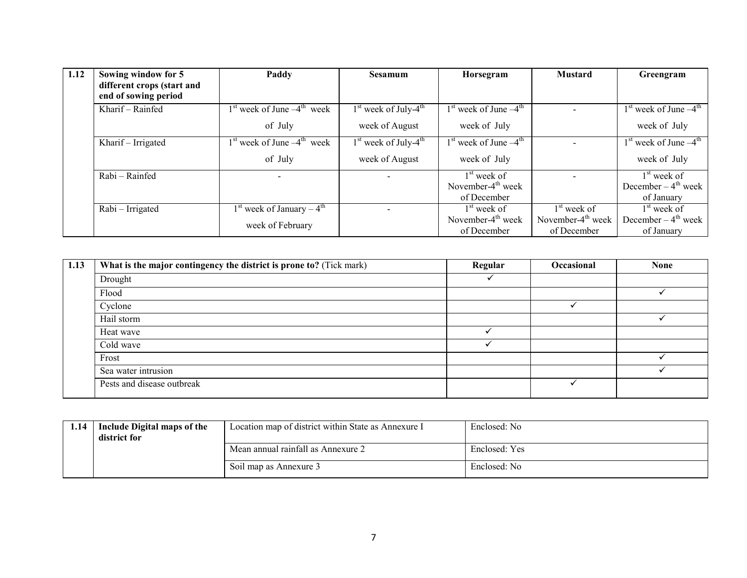| 1.12 | Sowing window for 5 different crops (start and end of sowing period | Paddy | Sesamum | Horsegram | Mustard | Greengram |
|---|---|---|---|---|---|---|
| | Kharif – Rainfed | 1st week of June –4th week of July | 1st week of July-4th week of August | 1st week of June –4th week of July | - | 1st week of June –4th week of July |
| | Kharif – Irrigated | 1st week of June –4th week of July | 1st week of July-4th week of August | 1st week of June –4th week of July | - | 1st week of June –4th week of July |
| | Rabi – Rainfed | - | - | 1st week of November-4th week of December | - | 1st week of December – 4th week of January |
| | Rabi – Irrigated | 1st week of January – 4th week of February | - | 1st week of November-4th week of December | 1st week of November-4th week of December | 1st week of December – 4th week of January |

| 1.13 | **What is the major contingency the district is prone to?** (Tick mark) | Regular | Occasional | None |
|---|---|---|---|---|
| | Drought | ✓ | | |
| | Flood | | | ✓ |
| | Cyclone | | ✓ | |
| | Hail storm | | | ✓ |
| | Heat wave | ✓ | | |
| | Cold wave | ✓ | | |
| | Frost | | | ✓ |
| | Sea water intrusion | | | ✓ |
| | Pests and disease outbreak | | ✓ | |

| 1.14 | Include Digital maps of the district for | Location map of district within State as Annexure I | Enclosed: No |
|---|---|---|---|
| | | Mean annual rainfall as Annexure 2 | Enclosed: Yes |
| | | Soil map as Annexure 3 | Enclosed: No |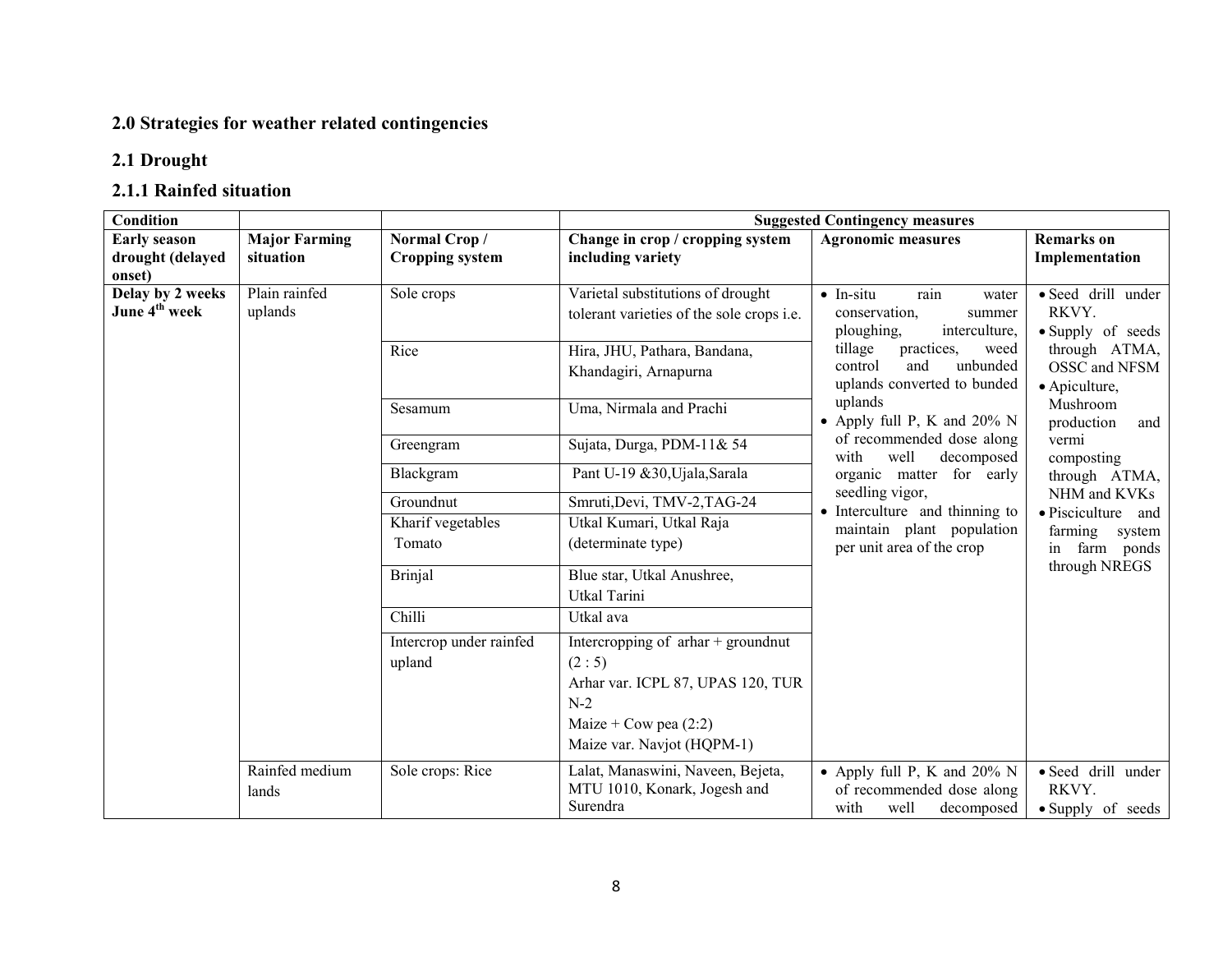## 2.0 Strategies for weather related contingencies

### 2.1 Drought

#### 2.1.1 Rainfed situation

| Condition | | | Suggested Contingency measures | | |
|---|---|---|---|---|---|
| **Early season drought (delayed onset)** | **Major Farming situation** | **Normal Crop / Cropping system** | **Change in crop / cropping system including variety** | **Agronomic measures** | **Remarks on Implementation** |
| **Delay by 2 weeks June 4th week** | Plain rainfed uplands | Sole crops | Varietal substitutions of drought tolerant varieties of the sole crops i.e. | • In-situ rain water conservation, summer ploughing, interculture, tillage practices, weed control and unbunded uplands converted to bunded uplands<br>• Apply full P, K and 20% N of recommended dose along with well decomposed organic matter for early seedling vigor,<br>• Interculture and thinning to maintain plant population per unit area of the crop | • Seed drill under RKVY.<br>• Supply of seeds through ATMA, OSSC and NFSM<br>• Apiculture, Mushroom production and vermi composting through ATMA, NHM and KVKs<br>• Pisciculture and farming system in farm ponds through NREGS |
| | | Rice | Hira, JHU, Pathara, Bandana, Khandagiri, Arnapurna | | |
| | | Sesamum | Uma, Nirmala and Prachi | | |
| | | Greengram | Sujata, Durga, PDM-11& 54 | | |
| | | Blackgram | Pant U-19 &30,Ujala,Sarala | | |
| | | Groundnut | Smruti,Devi, TMV-2,TAG-24 | | |
| | | Kharif vegetables Tomato | Utkal Kumari, Utkal Raja (determinate type) | | |
| | | Brinjal | Blue star, Utkal Anushree, Utkal Tarini | | |
| | | Chilli | Utkal ava | | |
| | | Intercrop under rainfed upland | Intercropping of arhar + groundnut (2 : 5)<br>Arhar var. ICPL 87, UPAS 120, TUR N-2<br>Maize + Cow pea (2:2)<br>Maize var. Navjot (HQPM-1) | | |
| | Rainfed medium lands | Sole crops: Rice | Lalat, Manaswini, Naveen, Bejeta, MTU 1010, Konark, Jogesh and Surendra | • Apply full P, K and 20% N of recommended dose along with well decomposed | • Seed drill under RKVY.<br>• Supply of seeds |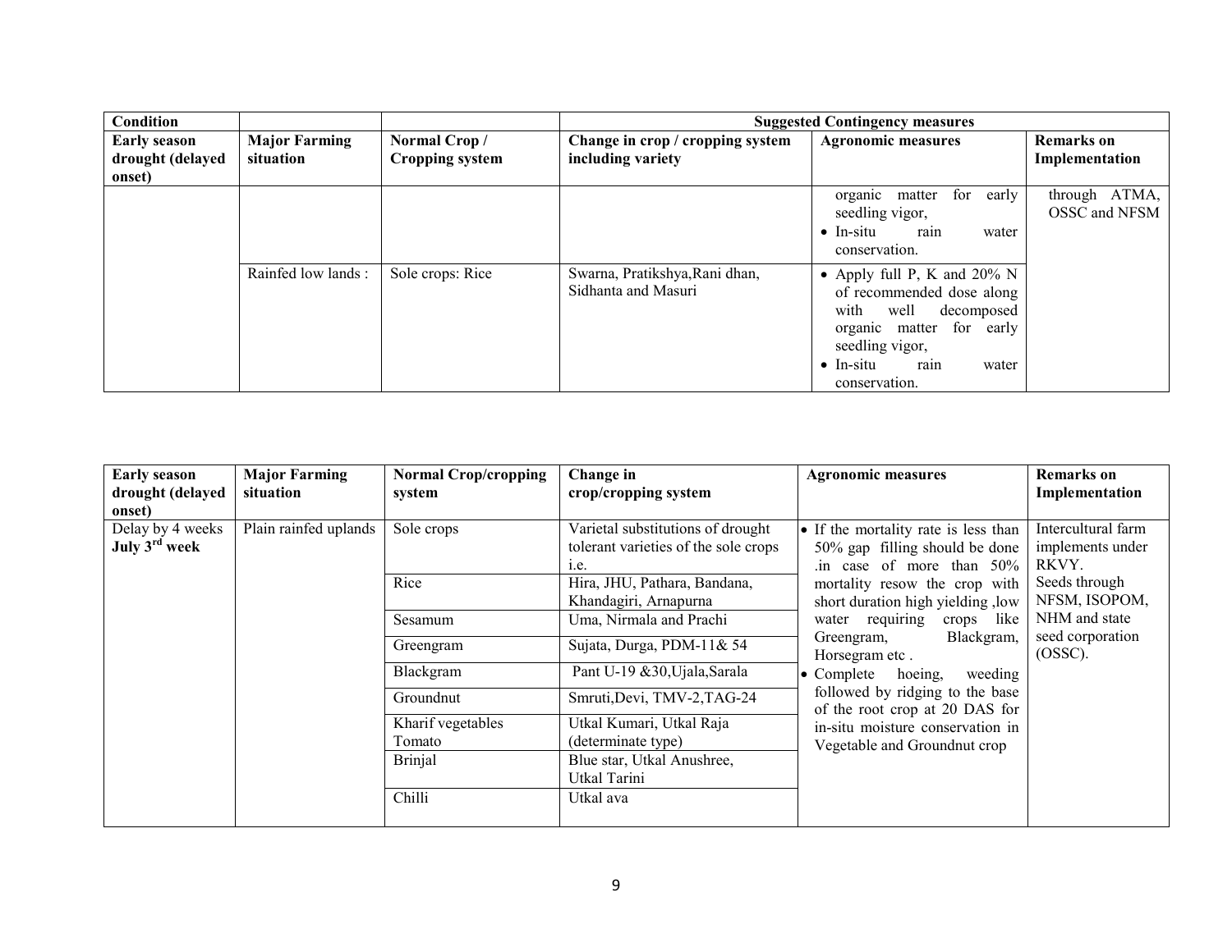| Condition | | | Suggested Contingency measures | | |
|---|---|---|---|---|---|
| **Early season drought (delayed onset)** | **Major Farming situation** | **Normal Crop / Cropping system** | **Change in crop / cropping system including variety** | **Agronomic measures** | **Remarks on Implementation** |
| | | | | organic matter for early seedling vigor,<br>• In-situ rain water conservation. | through ATMA, OSSC and NFSM |
| | Rainfed low lands : | Sole crops: Rice | Swarna, Pratikshya,Rani dhan, Sidhanta and Masuri | • Apply full P, K and 20% N of recommended dose along with well decomposed organic matter for early seedling vigor,<br>• In-situ rain water conservation. | |

| Early season drought (delayed onset) | Major Farming situation | Normal Crop/cropping system | Change in crop/cropping system | Agronomic measures | Remarks on Implementation |
|---|---|---|---|---|---|
| Delay by 4 weeks<br>**July 3rd week** | Plain rainfed uplands | Sole crops | Varietal substitutions of drought tolerant varieties of the sole crops i.e. | • If the mortality rate is less than 50% gap filling should be done .in case of more than 50% mortality resow the crop with short duration high yielding ,low water requiring crops like Greengram, Blackgram, Horsegram etc .<br>• Complete hoeing, weeding followed by ridging to the base of the root crop at 20 DAS for in-situ moisture conservation in Vegetable and Groundnut crop | Intercultural farm implements under RKVY.<br>Seeds through NFSM, ISOPOM, NHM and state seed corporation (OSSC). |
| | | Rice | Hira, JHU, Pathara, Bandana, Khandagiri, Arnapurna | | |
| | | Sesamum | Uma, Nirmala and Prachi | | |
| | | Greengram | Sujata, Durga, PDM-11& 54 | | |
| | | Blackgram | Pant U-19 &30,Ujala,Sarala | | |
| | | Groundnut | Smruti,Devi, TMV-2,TAG-24 | | |
| | | Kharif vegetables Tomato | Utkal Kumari, Utkal Raja (determinate type) | | |
| | | Brinjal | Blue star, Utkal Anushree, Utkal Tarini | | |
| | | Chilli | Utkal ava | | |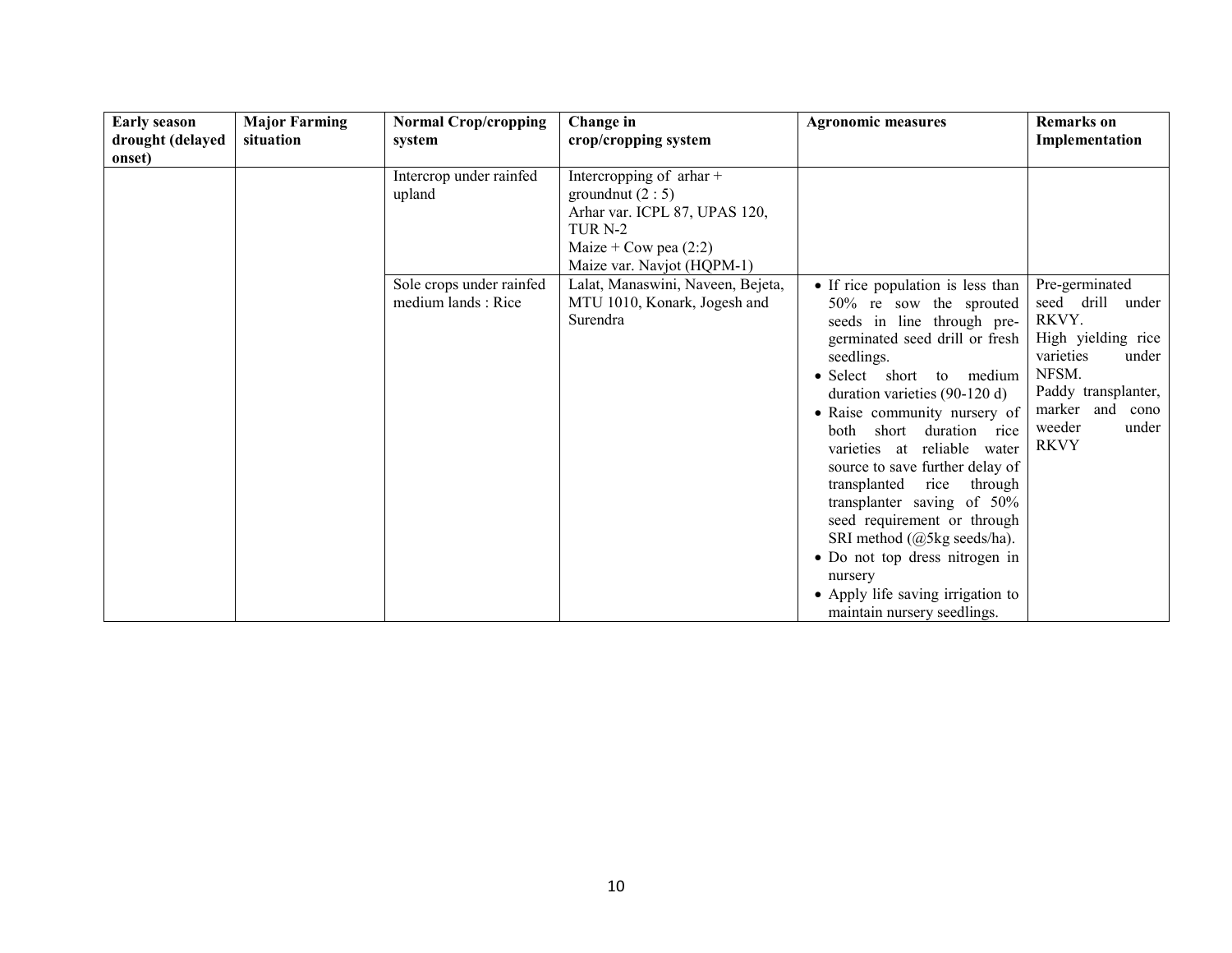| Early season drought (delayed onset) | Major Farming situation | Normal Crop/cropping system | Change in crop/cropping system | Agronomic measures | Remarks on Implementation |
|---|---|---|---|---|---|
| | | Intercrop under rainfed upland | Intercropping of arhar + groundnut (2 : 5)<br>Arhar var. ICPL 87, UPAS 120, TUR N-2<br>Maize + Cow pea (2:2)<br>Maize var. Navjot (HQPM-1) | | |
| | | Sole crops under rainfed medium lands : Rice | Lalat, Manaswini, Naveen, Bejeta, MTU 1010, Konark, Jogesh and Surendra | • If rice population is less than 50% re sow the sprouted seeds in line through pre-germinated seed drill or fresh seedlings.<br>• Select short to medium duration varieties (90-120 d)<br>• Raise community nursery of both short duration rice varieties at reliable water source to save further delay of transplanted rice through transplanter saving of 50% seed requirement or through SRI method (@5kg seeds/ha).<br>• Do not top dress nitrogen in nursery<br>• Apply life saving irrigation to maintain nursery seedlings. | Pre-germinated seed drill under RKVY.<br>High yielding rice varieties under NFSM.<br>Paddy transplanter, marker and cono weeder under RKVY |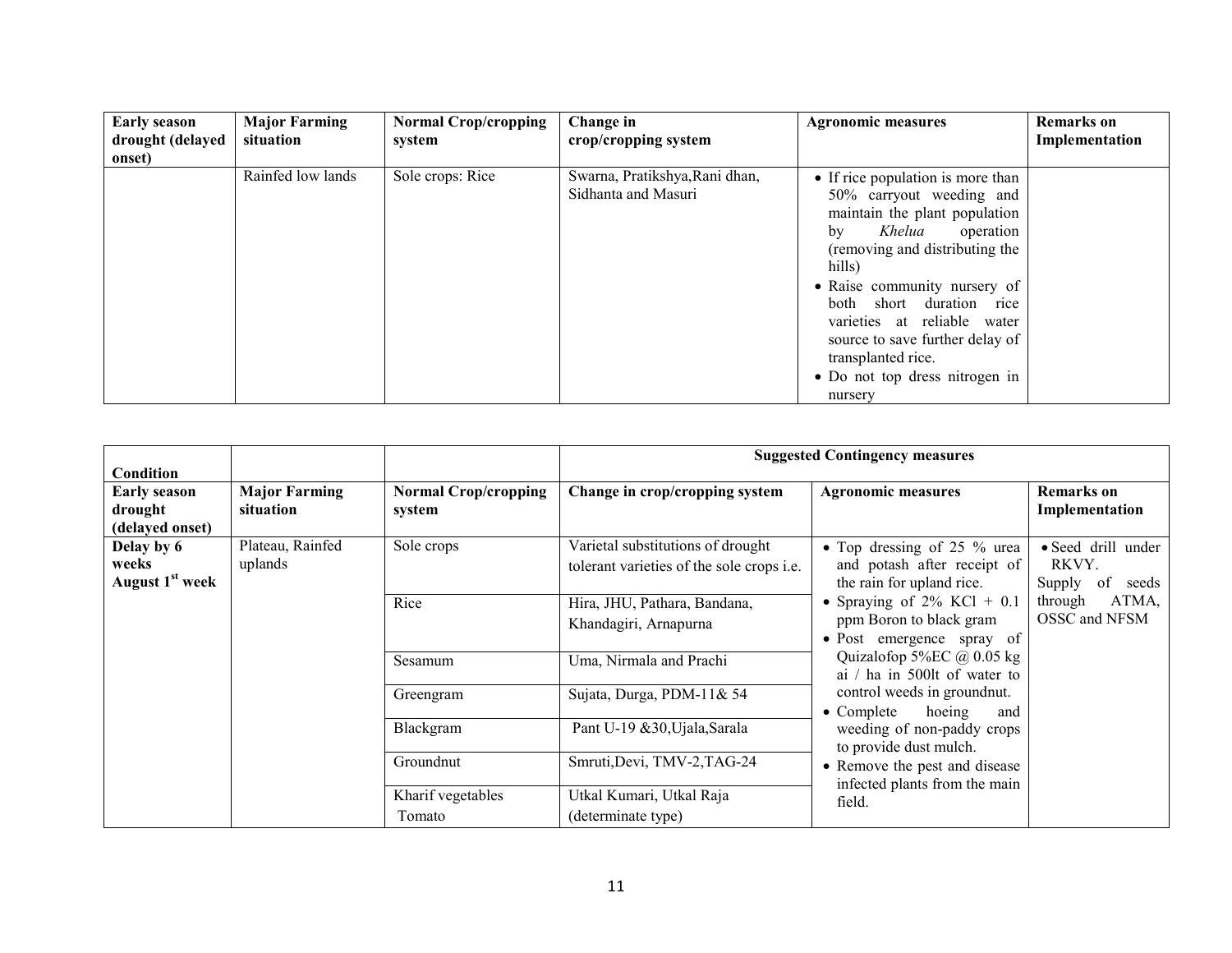| Early season drought (delayed onset) | Major Farming situation | Normal Crop/cropping system | Change in crop/cropping system | Agronomic measures | Remarks on Implementation |
|---|---|---|---|---|---|
| | Rainfed low lands | Sole crops: Rice | Swarna, Pratikshya,Rani dhan, Sidhanta and Masuri | • If rice population is more than 50% carryout weeding and maintain the plant population by *Khelua* operation (removing and distributing the hills)<br>• Raise community nursery of both short duration rice varieties at reliable water source to save further delay of transplanted rice.<br>• Do not top dress nitrogen in nursery | |

| Condition | | | Suggested Contingency measures | | |
|---|---|---|---|---|---|
| **Early season drought (delayed onset)** | **Major Farming situation** | **Normal Crop/cropping system** | **Change in crop/cropping system** | **Agronomic measures** | **Remarks on Implementation** |
| **Delay by 6 weeks August 1st week** | Plateau, Rainfed uplands | Sole crops | Varietal substitutions of drought tolerant varieties of the sole crops i.e. | • Top dressing of 25 % urea and potash after receipt of the rain for upland rice.<br>• Spraying of 2% KCl + 0.1 ppm Boron to black gram<br>• Post emergence spray of Quizalofop 5%EC @ 0.05 kg ai / ha in 500lt of water to control weeds in groundnut.<br>• Complete hoeing and weeding of non-paddy crops to provide dust mulch.<br>• Remove the pest and disease infected plants from the main field. | • Seed drill under RKVY.<br>Supply of seeds through ATMA, OSSC and NFSM |
| | | Rice | Hira, JHU, Pathara, Bandana, Khandagiri, Arnapurna | | |
| | | Sesamum | Uma, Nirmala and Prachi | | |
| | | Greengram | Sujata, Durga, PDM-11& 54 | | |
| | | Blackgram | Pant U-19 &30,Ujala,Sarala | | |
| | | Groundnut | Smruti,Devi, TMV-2,TAG-24 | | |
| | | Kharif vegetables Tomato | Utkal Kumari, Utkal Raja (determinate type) | | |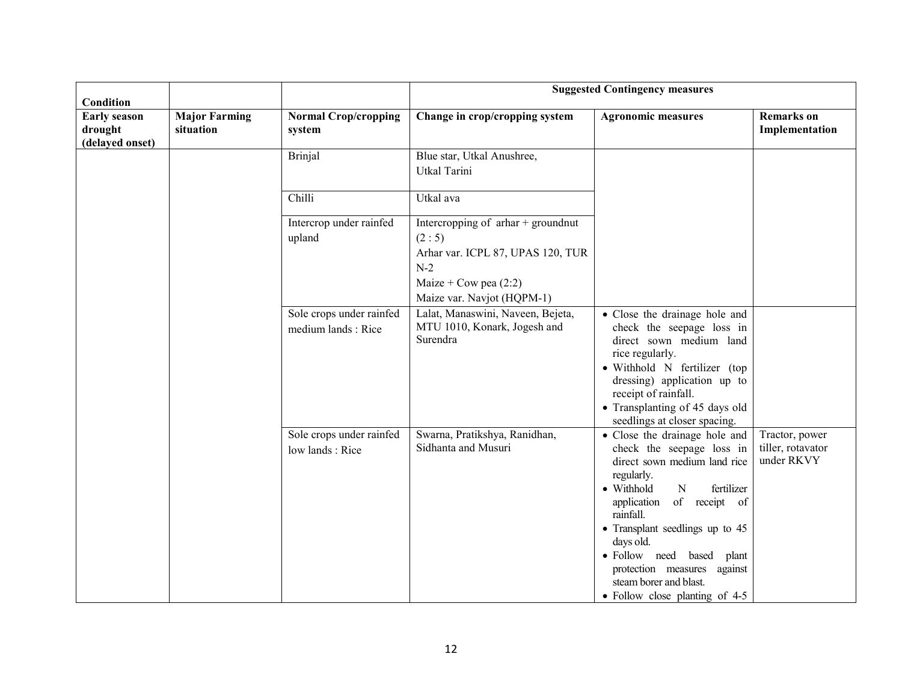| Condition | | | Suggested Contingency measures | | |
|---|---|---|---|---|---|
| **Early season drought (delayed onset)** | **Major Farming situation** | **Normal Crop/cropping system** | **Change in crop/cropping system** | **Agronomic measures** | **Remarks on Implementation** |
| | | Brinjal | Blue star, Utkal Anushree, Utkal Tarini | | |
| | | Chilli | Utkal ava | | |
| | | Intercrop under rainfed upland | Intercropping of arhar + groundnut (2 : 5)<br>Arhar var. ICPL 87, UPAS 120, TUR N-2<br>Maize + Cow pea (2:2)<br>Maize var. Navjot (HQPM-1) | | |
| | | Sole crops under rainfed medium lands : Rice | Lalat, Manaswini, Naveen, Bejeta, MTU 1010, Konark, Jogesh and Surendra | • Close the drainage hole and check the seepage loss in direct sown medium land rice regularly.<br>• Withhold N fertilizer (top dressing) application up to receipt of rainfall.<br>• Transplanting of 45 days old seedlings at closer spacing. | |
| | | Sole crops under rainfed low lands : Rice | Swarna, Pratikshya, Ranidhan, Sidhanta and Musuri | • Close the drainage hole and check the seepage loss in direct sown medium land rice regularly.<br>• Withhold N fertilizer application of receipt of rainfall.<br>• Transplant seedlings up to 45 days old.<br>• Follow need based plant protection measures against steam borer and blast.<br>• Follow close planting of 4-5 | Tractor, power tiller, rotavator under RKVY |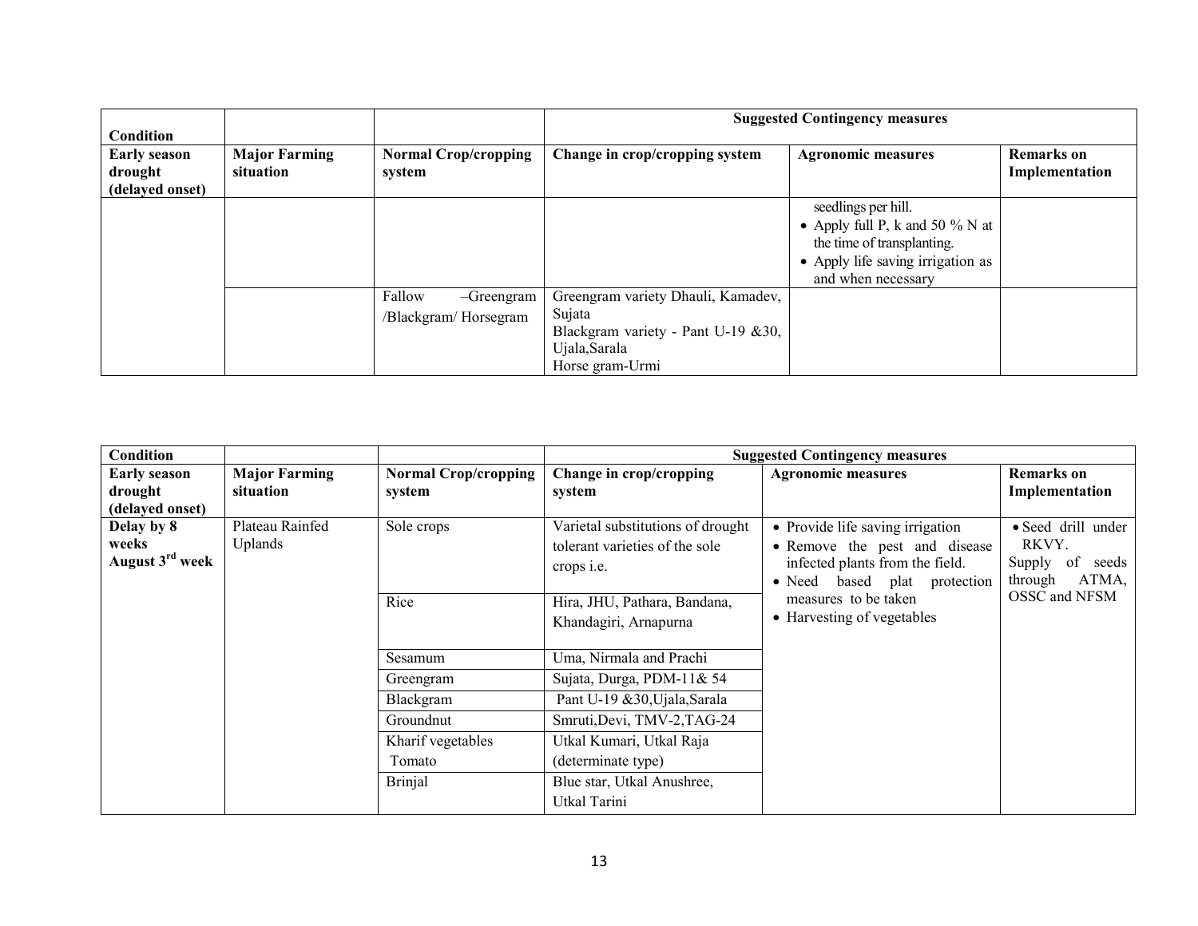| Condition | | | Suggested Contingency measures | | |
|---|---|---|---|---|---|
| **Early season drought (delayed onset)** | **Major Farming situation** | **Normal Crop/cropping system** | **Change in crop/cropping system** | **Agronomic measures** | **Remarks on Implementation** |
| | | | | seedlings per hill.<br>• Apply full P, k and 50 % N at the time of transplanting.<br>• Apply life saving irrigation as and when necessary | |
| | | Fallow –Greengram /Blackgram/ Horsegram | Greengram variety Dhauli, Kamadev, Sujata<br>Blackgram variety - Pant U-19 &30, Ujala,Sarala<br>Horse gram-Urmi | | |

| Condition | | | Suggested Contingency measures | | |
|---|---|---|---|---|---|
| **Early season drought (delayed onset)** | **Major Farming situation** | **Normal Crop/cropping system** | **Change in crop/cropping system** | **Agronomic measures** | **Remarks on Implementation** |
| **Delay by 8 weeks August 3rd week** | Plateau Rainfed Uplands | Sole crops | Varietal substitutions of drought tolerant varieties of the sole crops i.e. | • Provide life saving irrigation<br>• Remove the pest and disease infected plants from the field.<br>• Need based plat protection measures to be taken<br>• Harvesting of vegetables | • Seed drill under RKVY.<br>Supply of seeds through ATMA, OSSC and NFSM |
| | | Rice | Hira, JHU, Pathara, Bandana, Khandagiri, Arnapurna | | |
| | | Sesamum | Uma, Nirmala and Prachi | | |
| | | Greengram | Sujata, Durga, PDM-11& 54 | | |
| | | Blackgram | Pant U-19 &30,Ujala,Sarala | | |
| | | Groundnut | Smruti,Devi, TMV-2,TAG-24 | | |
| | | Kharif vegetables<br>Tomato | Utkal Kumari, Utkal Raja (determinate type) | | |
| | | Brinjal | Blue star, Utkal Anushree, Utkal Tarini | | |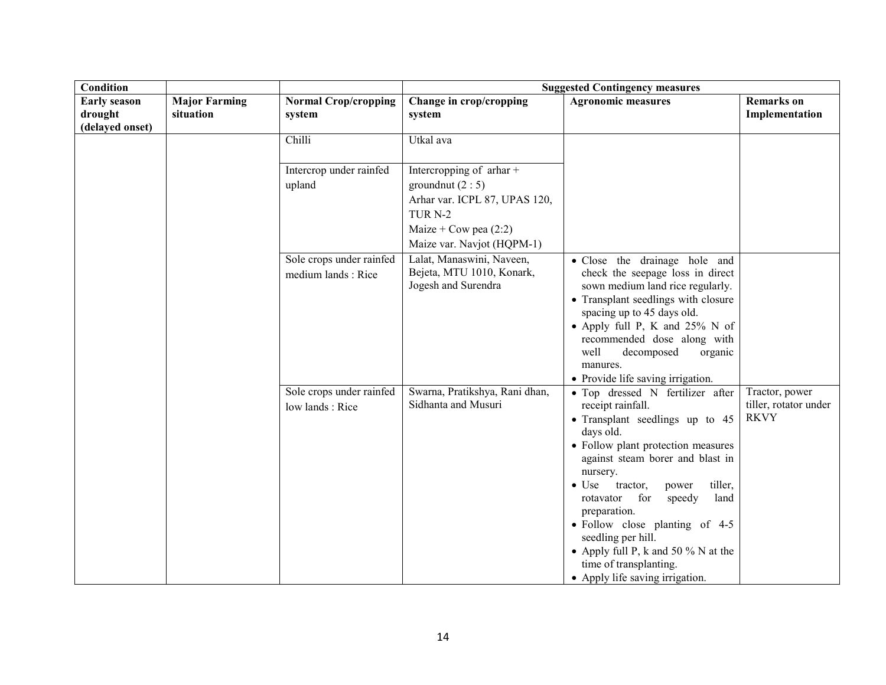| Condition | | | Suggested Contingency measures | | |
|---|---|---|---|---|---|
| **Early season drought (delayed onset)** | **Major Farming situation** | **Normal Crop/cropping system** | **Change in crop/cropping system** | **Agronomic measures** | **Remarks on Implementation** |
| | | Chilli | Utkal ava | | |
| | | Intercrop under rainfed upland | Intercropping of arhar + groundnut (2 : 5)<br>Arhar var. ICPL 87, UPAS 120, TUR N-2<br>Maize + Cow pea (2:2)<br>Maize var. Navjot (HQPM-1) | | |
| | | Sole crops under rainfed medium lands : Rice | Lalat, Manaswini, Naveen, Bejeta, MTU 1010, Konark, Jogesh and Surendra | • Close the drainage hole and check the seepage loss in direct sown medium land rice regularly.<br>• Transplant seedlings with closure spacing up to 45 days old.<br>• Apply full P, K and 25% N of recommended dose along with well decomposed organic manures.<br>• Provide life saving irrigation. | |
| | | Sole crops under rainfed low lands : Rice | Swarna, Pratikshya, Rani dhan, Sidhanta and Musuri | • Top dressed N fertilizer after receipt rainfall.<br>• Transplant seedlings up to 45 days old.<br>• Follow plant protection measures against steam borer and blast in nursery.<br>• Use tractor, power tiller, rotavator for speedy land preparation.<br>• Follow close planting of 4-5 seedling per hill.<br>• Apply full P, k and 50 % N at the time of transplanting.<br>• Apply life saving irrigation. | Tractor, power tiller, rotator under RKVY |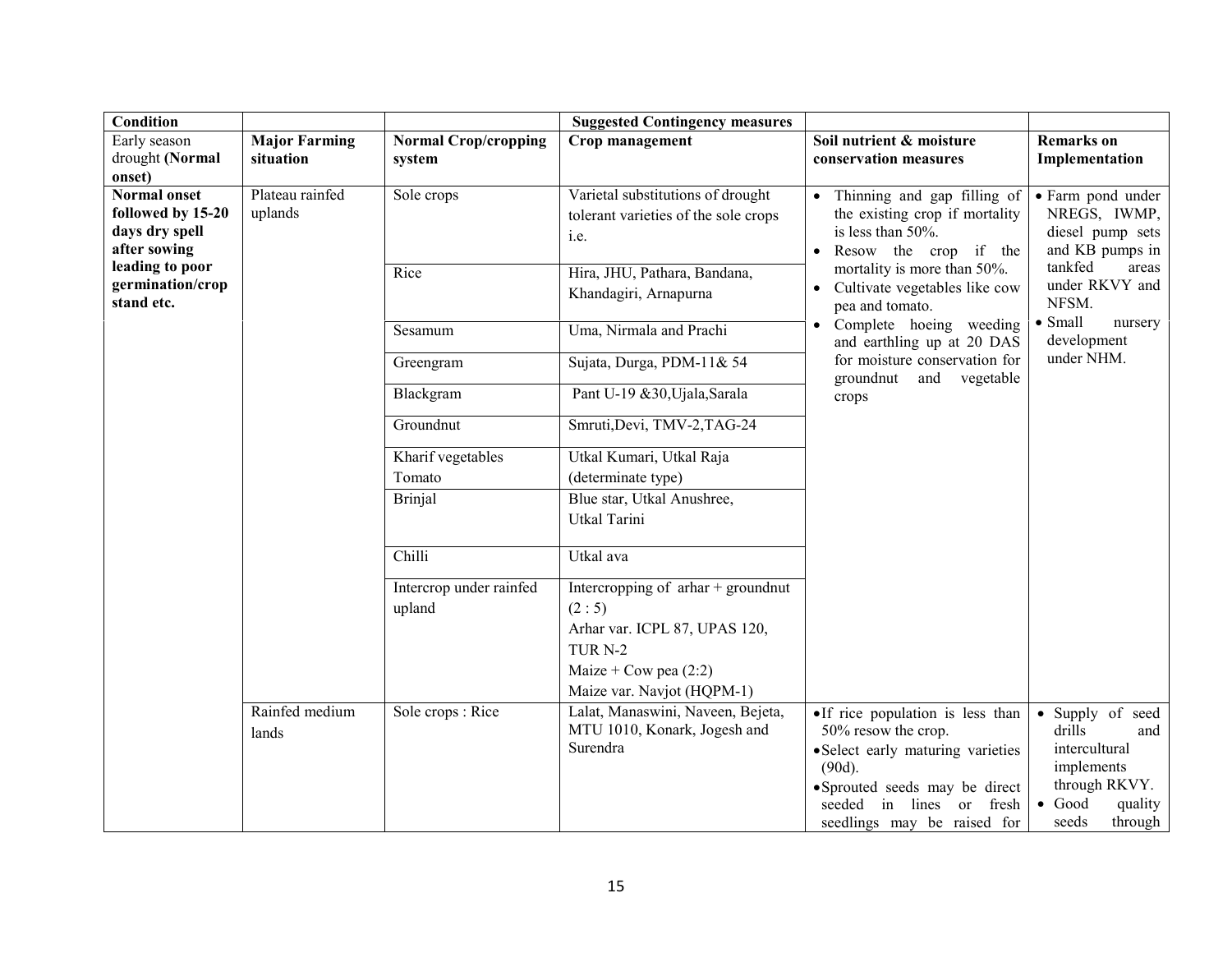| Condition | | | Suggested Contingency measures | | |
|---|---|---|---|---|---|
| Early season drought **(Normal onset)** | **Major Farming situation** | **Normal Crop/cropping system** | **Crop management** | **Soil nutrient & moisture conservation measures** | **Remarks on Implementation** |
| **Normal onset followed by 15-20 days dry spell after sowing leading to poor germination/crop stand etc.** | Plateau rainfed uplands | Sole crops | Varietal substitutions of drought tolerant varieties of the sole crops i.e. | • Thinning and gap filling of the existing crop if mortality is less than 50%.<br>• Resow the crop if the mortality is more than 50%.<br>• Cultivate vegetables like cow pea and tomato.<br>• Complete hoeing weeding and earthling up at 20 DAS for moisture conservation for groundnut and vegetable crops | • Farm pond under NREGS, IWMP, diesel pump sets and KB pumps in tankfed areas under RKVY and NFSM.<br>• Small nursery development under NHM. |
| | | Rice | Hira, JHU, Pathara, Bandana, Khandagiri, Arnapurna | | |
| | | Sesamum | Uma, Nirmala and Prachi | | |
| | | Greengram | Sujata, Durga, PDM-11& 54 | | |
| | | Blackgram | Pant U-19 &30,Ujala,Sarala | | |
| | | Groundnut | Smruti,Devi, TMV-2,TAG-24 | | |
| | | Kharif vegetables Tomato | Utkal Kumari, Utkal Raja (determinate type) | | |
| | | Brinjal | Blue star, Utkal Anushree, Utkal Tarini | | |
| | | Chilli | Utkal ava | | |
| | | Intercrop under rainfed upland | Intercropping of arhar + groundnut (2 : 5)<br>Arhar var. ICPL 87, UPAS 120, TUR N-2<br>Maize + Cow pea (2:2)<br>Maize var. Navjot (HQPM-1) | | |
| | Rainfed medium lands | Sole crops : Rice | Lalat, Manaswini, Naveen, Bejeta, MTU 1010, Konark, Jogesh and Surendra | • If rice population is less than 50% resow the crop.<br>• Select early maturing varieties (90d).<br>• Sprouted seeds may be direct seeded in lines or fresh seedlings may be raised for | • Supply of seed drills and intercultural implements through RKVY.<br>• Good quality seeds through |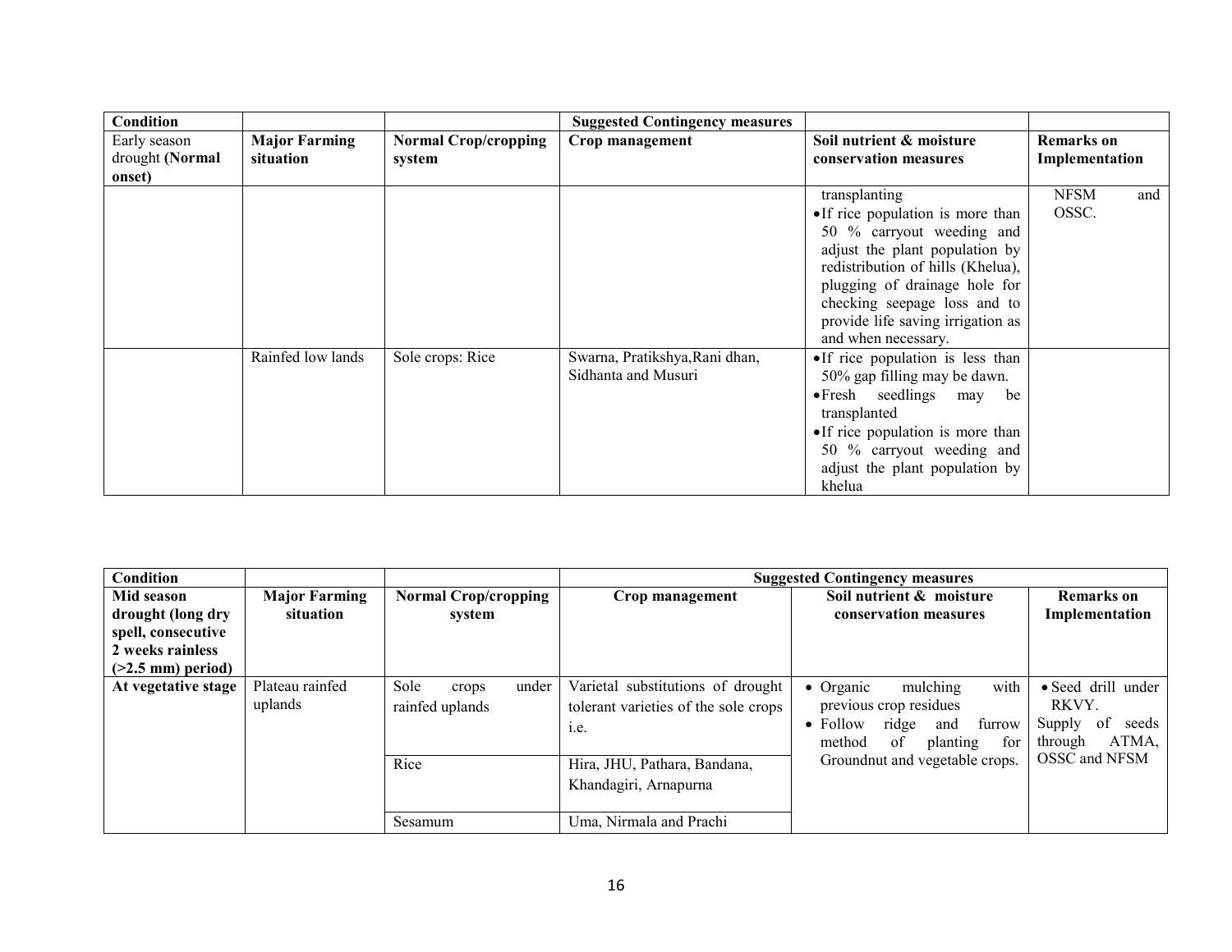| Condition | | | Suggested Contingency measures | | |
|---|---|---|---|---|---|
| Early season drought **(Normal onset)** | **Major Farming situation** | **Normal Crop/cropping system** | **Crop management** | **Soil nutrient & moisture conservation measures** | **Remarks on Implementation** |
| | | | | transplanting<br>• If rice population is more than 50 % carryout weeding and adjust the plant population by redistribution of hills (Khelua), plugging of drainage hole for checking seepage loss and to provide life saving irrigation as and when necessary. | NFSM and OSSC. |
| | Rainfed low lands | Sole crops: Rice | Swarna, Pratikshya,Rani dhan, Sidhanta and Musuri | • If rice population is less than 50% gap filling may be dawn.<br>• Fresh seedlings may be transplanted<br>• If rice population is more than 50 % carryout weeding and adjust the plant population by khelua | |

| Condition | | | Suggested Contingency measures | | |
|---|---|---|---|---|---|
| **Mid season drought (long dry spell, consecutive 2 weeks rainless (>2.5 mm) period)** | **Major Farming situation** | **Normal Crop/cropping system** | **Crop management** | **Soil nutrient & moisture conservation measures** | **Remarks on Implementation** |
| **At vegetative stage** | Plateau rainfed uplands | Sole crops under rainfed uplands | Varietal substitutions of drought tolerant varieties of the sole crops i.e. | • Organic mulching with previous crop residues<br>• Follow ridge and furrow method of planting for Groundnut and vegetable crops. | • Seed drill under RKVY.<br>Supply of seeds through ATMA, OSSC and NFSM |
| | | Rice | Hira, JHU, Pathara, Bandana, Khandagiri, Arnapurna | | |
| | | Sesamum | Uma, Nirmala and Prachi | | |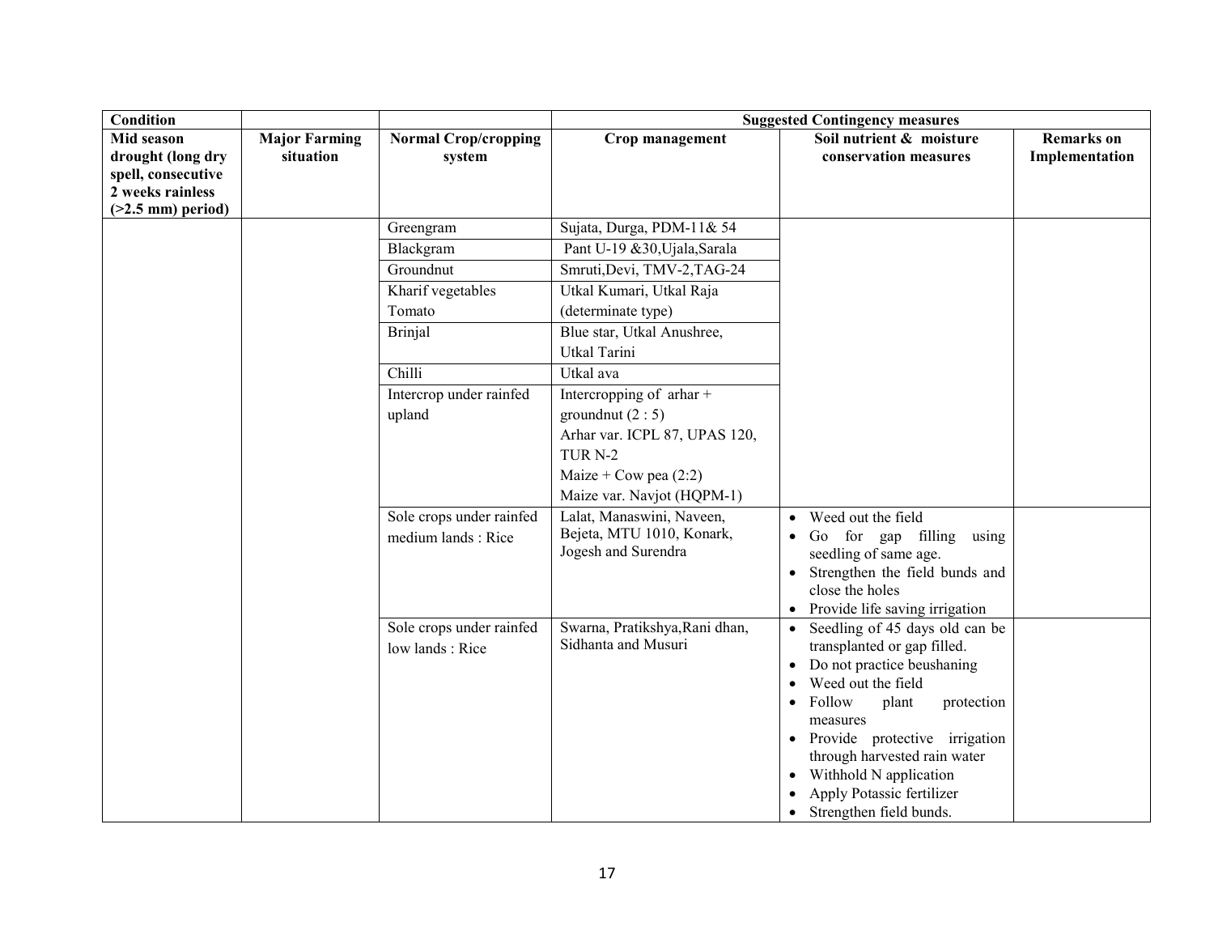| Condition | | | Suggested Contingency measures | | |
|---|---|---|---|---|---|
| Mid season drought (long dry spell, consecutive 2 weeks rainless (>2.5 mm) period) | Major Farming situation | Normal Crop/cropping system | Crop management | Soil nutrient & moisture conservation measures | Remarks on Implementation |
| | | Greengram | Sujata, Durga, PDM-11& 54 | | |
| | | Blackgram | Pant U-19 &30,Ujala,Sarala | | |
| | | Groundnut | Smruti,Devi, TMV-2,TAG-24 | | |
| | | Kharif vegetables Tomato | Utkal Kumari, Utkal Raja (determinate type) | | |
| | | Brinjal | Blue star, Utkal Anushree, Utkal Tarini | | |
| | | Chilli | Utkal ava | | |
| | | Intercrop under rainfed upland | Intercropping of arhar + groundnut (2 : 5)<br>Arhar var. ICPL 87, UPAS 120, TUR N-2<br>Maize + Cow pea (2:2)<br>Maize var. Navjot (HQPM-1) | | |
| | | Sole crops under rainfed medium lands : Rice | Lalat, Manaswini, Naveen, Bejeta, MTU 1010, Konark, Jogesh and Surendra | • Weed out the field<br>• Go for gap filling using seedling of same age.<br>• Strengthen the field bunds and close the holes<br>• Provide life saving irrigation | |
| | | Sole crops under rainfed low lands : Rice | Swarna, Pratikshya,Rani dhan, Sidhanta and Musuri | • Seedling of 45 days old can be transplanted or gap filled.<br>• Do not practice beushaning<br>• Weed out the field<br>• Follow plant protection measures<br>• Provide protective irrigation through harvested rain water<br>• Withhold N application<br>• Apply Potassic fertilizer<br>• Strengthen field bunds. | |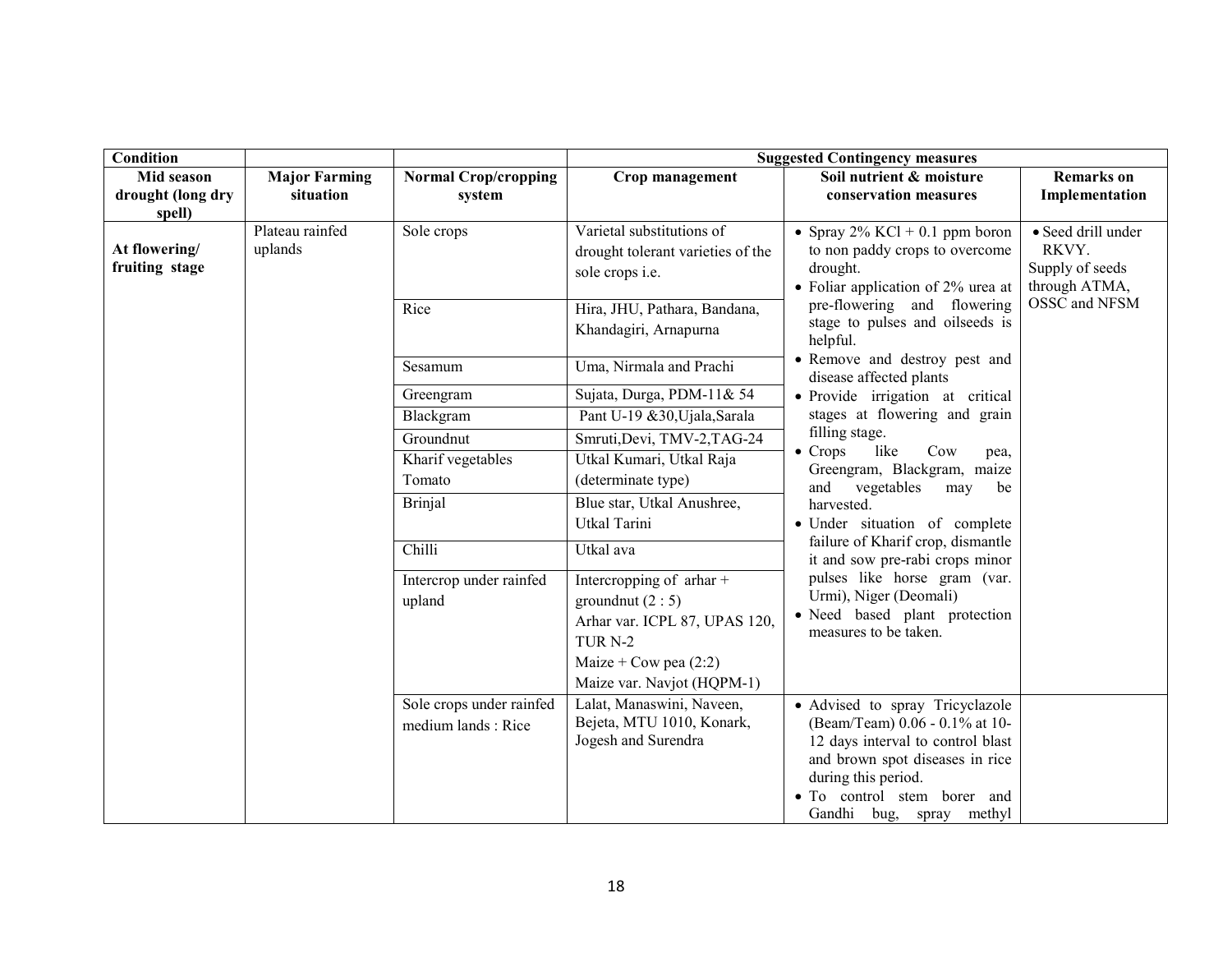| Condition | | | Suggested Contingency measures | | |
|---|---|---|---|---|---|
| **Mid season drought (long dry spell)** | **Major Farming situation** | **Normal Crop/cropping system** | **Crop management** | **Soil nutrient & moisture conservation measures** | **Remarks on Implementation** |
| **At flowering/ fruiting stage** | Plateau rainfed uplands | Sole crops | Varietal substitutions of drought tolerant varieties of the sole crops i.e. | • Spray 2% KCl + 0.1 ppm boron to non paddy crops to overcome drought.<br>• Foliar application of 2% urea at pre-flowering and flowering stage to pulses and oilseeds is helpful.<br>• Remove and destroy pest and disease affected plants<br>• Provide irrigation at critical stages at flowering and grain filling stage.<br>• Crops like Cow pea, Greengram, Blackgram, maize and vegetables may be harvested.<br>• Under situation of complete failure of Kharif crop, dismantle it and sow pre-rabi crops minor pulses like horse gram (var. Urmi), Niger (Deomali)<br>• Need based plant protection measures to be taken. | • Seed drill under RKVY.<br>Supply of seeds through ATMA, OSSC and NFSM |
| | | Rice | Hira, JHU, Pathara, Bandana, Khandagiri, Arnapurna | | |
| | | Sesamum | Uma, Nirmala and Prachi | | |
| | | Greengram | Sujata, Durga, PDM-11& 54 | | |
| | | Blackgram | Pant U-19 &30,Ujala,Sarala | | |
| | | Groundnut | Smruti,Devi, TMV-2,TAG-24 | | |
| | | Kharif vegetables Tomato | Utkal Kumari, Utkal Raja (determinate type) | | |
| | | Brinjal | Blue star, Utkal Anushree, Utkal Tarini | | |
| | | Chilli | Utkal ava | | |
| | | Intercrop under rainfed upland | Intercropping of arhar + groundnut (2 : 5)<br>Arhar var. ICPL 87, UPAS 120, TUR N-2<br>Maize + Cow pea (2:2)<br>Maize var. Navjot (HQPM-1) | | |
| | | Sole crops under rainfed medium lands : Rice | Lalat, Manaswini, Naveen, Bejeta, MTU 1010, Konark, Jogesh and Surendra | • Advised to spray Tricyclazole (Beam/Team) 0.06 - 0.1% at 10-12 days interval to control blast and brown spot diseases in rice during this period.<br>• To control stem borer and Gandhi bug, spray methyl | |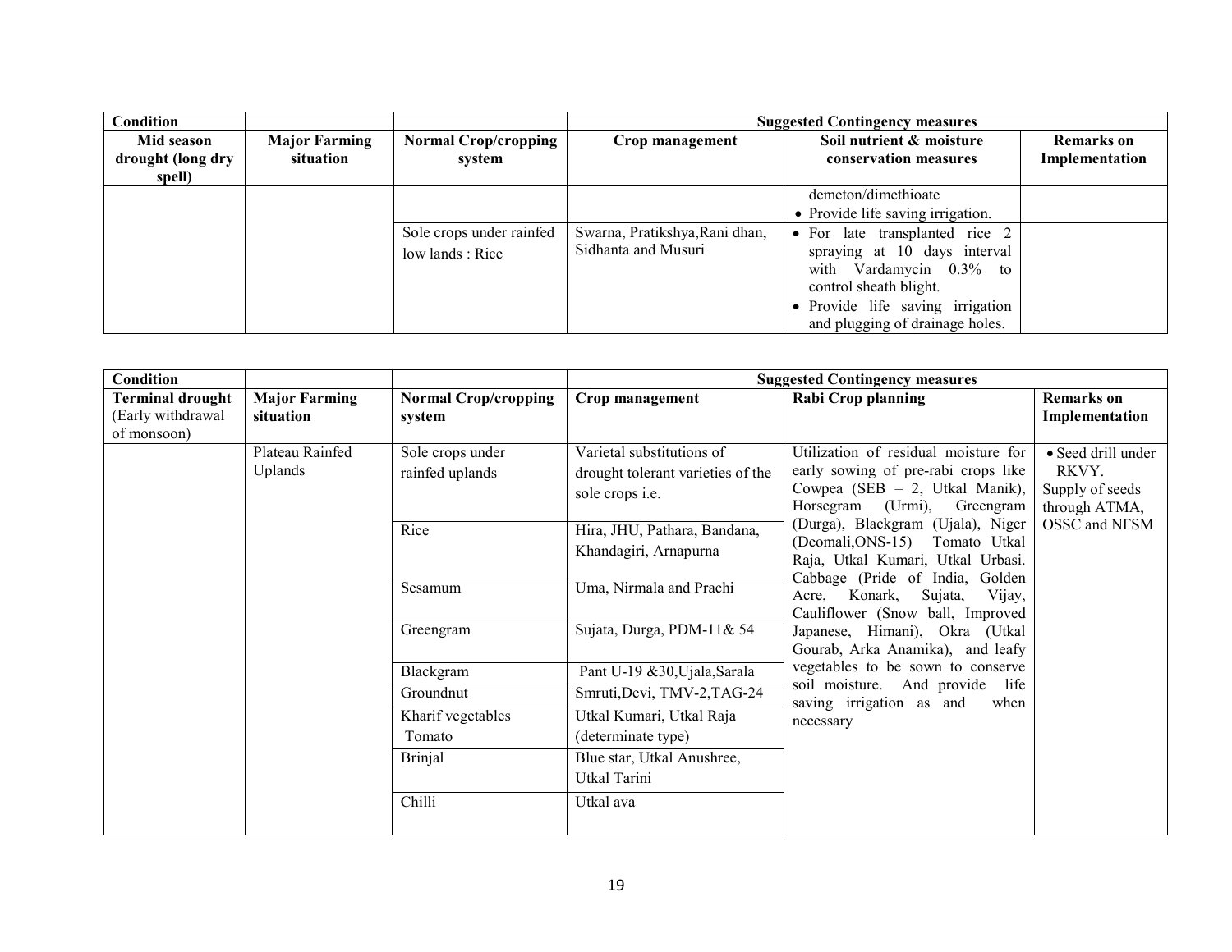| Condition | | | Suggested Contingency measures | | |
|---|---|---|---|---|---|
| **Mid season drought (long dry spell)** | **Major Farming situation** | **Normal Crop/cropping system** | **Crop management** | **Soil nutrient & moisture conservation measures** | **Remarks on Implementation** |
| | | | | demeton/dimethioate<br>• Provide life saving irrigation. | |
| | | Sole crops under rainfed low lands : Rice | Swarna, Pratikshya,Rani dhan, Sidhanta and Musuri | • For late transplanted rice 2 spraying at 10 days interval with Vardamycin 0.3% to control sheath blight.<br>• Provide life saving irrigation and plugging of drainage holes. | |

| Condition | | | Suggested Contingency measures | | |
|---|---|---|---|---|---|
| **Terminal drought** (Early withdrawal of monsoon) | **Major Farming situation** | **Normal Crop/cropping system** | **Crop management** | **Rabi Crop planning** | **Remarks on Implementation** |
| | Plateau Rainfed Uplands | Sole crops under rainfed uplands | Varietal substitutions of drought tolerant varieties of the sole crops i.e. | Utilization of residual moisture for early sowing of pre-rabi crops like Cowpea (SEB – 2, Utkal Manik), Horsegram (Urmi), Greengram (Durga), Blackgram (Ujala), Niger (Deomali,ONS-15) Tomato Utkal Raja, Utkal Kumari, Utkal Urbasi. Cabbage (Pride of India, Golden Acre, Konark, Sujata, Vijay, Cauliflower (Snow ball, Improved Japanese, Himani), Okra (Utkal Gourab, Arka Anamika), and leafy vegetables to be sown to conserve soil moisture. And provide life saving irrigation as and when necessary | • Seed drill under RKVY.<br>Supply of seeds through ATMA, OSSC and NFSM |
| | | Rice | Hira, JHU, Pathara, Bandana, Khandagiri, Arnapurna | | |
| | | Sesamum | Uma, Nirmala and Prachi | | |
| | | Greengram | Sujata, Durga, PDM-11& 54 | | |
| | | Blackgram | Pant U-19 &30,Ujala,Sarala | | |
| | | Groundnut | Smruti,Devi, TMV-2,TAG-24 | | |
| | | Kharif vegetables Tomato | Utkal Kumari, Utkal Raja (determinate type) | | |
| | | Brinjal | Blue star, Utkal Anushree, Utkal Tarini | | |
| | | Chilli | Utkal ava | | |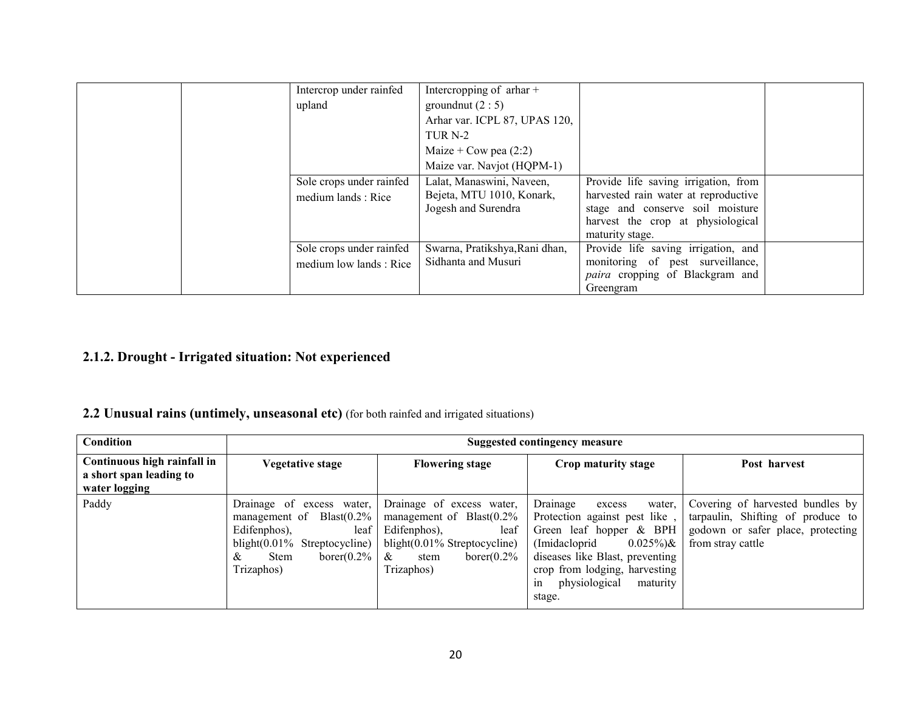| | | | | | |
|---|---|---|---|---|---|
| | | Intercrop under rainfed upland | Intercropping of arhar + groundnut (2 : 5)<br>Arhar var. ICPL 87, UPAS 120, TUR N-2<br>Maize + Cow pea (2:2)<br>Maize var. Navjot (HQPM-1) | | |
| | | Sole crops under rainfed medium lands : Rice | Lalat, Manaswini, Naveen, Bejeta, MTU 1010, Konark, Jogesh and Surendra | Provide life saving irrigation, from harvested rain water at reproductive stage and conserve soil moisture harvest the crop at physiological maturity stage. | |
| | | Sole crops under rainfed medium low lands : Rice | Swarna, Pratikshya,Rani dhan, Sidhanta and Musuri | Provide life saving irrigation, and monitoring of pest surveillance, *paira* cropping of Blackgram and Greengram | |

## 2.1.2. Drought - Irrigated situation: Not experienced

## 2.2 Unusual rains (untimely, unseasonal etc) (for both rainfed and irrigated situations)

| Condition | Suggested contingency measure | | | |
|---|---|---|---|---|
| **Continuous high rainfall in a short span leading to water logging** | **Vegetative stage** | **Flowering stage** | **Crop maturity stage** | **Post harvest** |
| Paddy | Drainage of excess water, management of Blast(0.2% Edifenphos), leaf blight(0.01% Streptocycline) & Stem borer(0.2% Trizaphos) | Drainage of excess water, management of Blast(0.2% Edifenphos), leaf blight(0.01% Streptocycline) & stem borer(0.2% Trizaphos) | Drainage excess water, Protection against pest like , Green leaf hopper & BPH (Imidacloprid 0.025%)& diseases like Blast, preventing crop from lodging, harvesting in physiological maturity stage. | Covering of harvested bundles by tarpaulin, Shifting of produce to godown or safer place, protecting from stray cattle |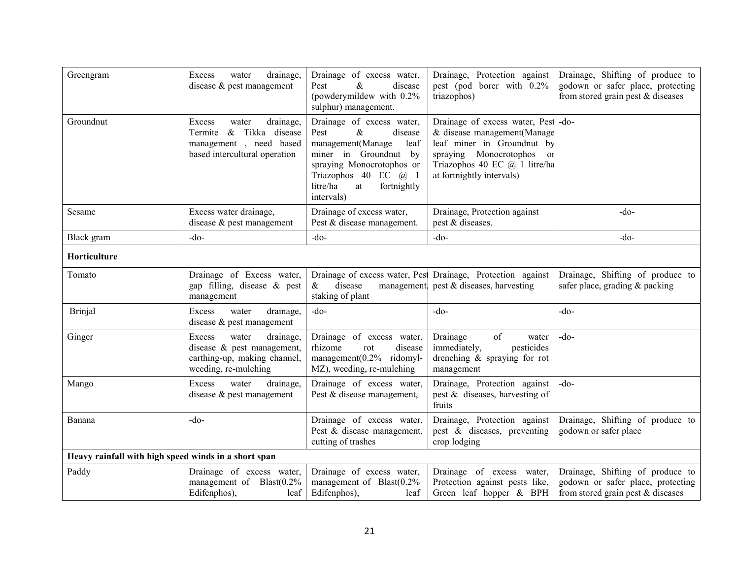| | | | | |
|---|---|---|---|---|
| Greengram | Excess water drainage, disease & pest management | Drainage of excess water, Pest & disease (powderymildew with 0.2% sulphur) management. | Drainage, Protection against pest (pod borer with 0.2% triazophos) | Drainage, Shifting of produce to godown or safer place, protecting from stored grain pest & diseases |
| Groundnut | Excess water drainage, Termite & Tikka disease management , need based based intercultural operation | Drainage of excess water, Pest & disease management(Manage leaf miner in Groundnut by spraying Monocrotophos or Triazophos 40 EC @ 1 litre/ha at fortnightly intervals) | Drainage of excess water, Pest & disease management(Manage leaf miner in Groundnut by spraying Monocrotophos or Triazophos 40 EC @ 1 litre/ha at fortnightly intervals) | -do- |
| Sesame | Excess water drainage, disease & pest management | Drainage of excess water, Pest & disease management. | Drainage, Protection against pest & diseases. | -do- |
| Black gram | -do- | -do- | -do- | -do- |
| **Horticulture** | | | | |
| Tomato | Drainage of Excess water, gap filling, disease & pest management | Drainage of excess water, Pest & disease management, staking of plant | Drainage, Protection against pest & diseases, harvesting | Drainage, Shifting of produce to safer place, grading & packing |
| Brinjal | Excess water drainage, disease & pest management | -do- | -do- | -do- |
| Ginger | Excess water drainage, disease & pest management, earthing-up, making channel, weeding, re-mulching | Drainage of excess water, rhizome rot disease management(0.2% ridomyl-MZ), weeding, re-mulching | Drainage of water immediately, pesticides drenching & spraying for rot management | -do- |
| Mango | Excess water drainage, disease & pest management | Drainage of excess water, Pest & disease management, | Drainage, Protection against pest & diseases, harvesting of fruits | -do- |
| Banana | -do- | Drainage of excess water, Pest & disease management, cutting of trashes | Drainage, Protection against pest & diseases, preventing crop lodging | Drainage, Shifting of produce to godown or safer place |
| **Heavy rainfall with high speed winds in a short span** | | | | |
| Paddy | Drainage of excess water, management of Blast(0.2% Edifenphos), leaf | Drainage of excess water, management of Blast(0.2% Edifenphos), leaf | Drainage of excess water, Protection against pests like, Green leaf hopper & BPH | Drainage, Shifting of produce to godown or safer place, protecting from stored grain pest & diseases |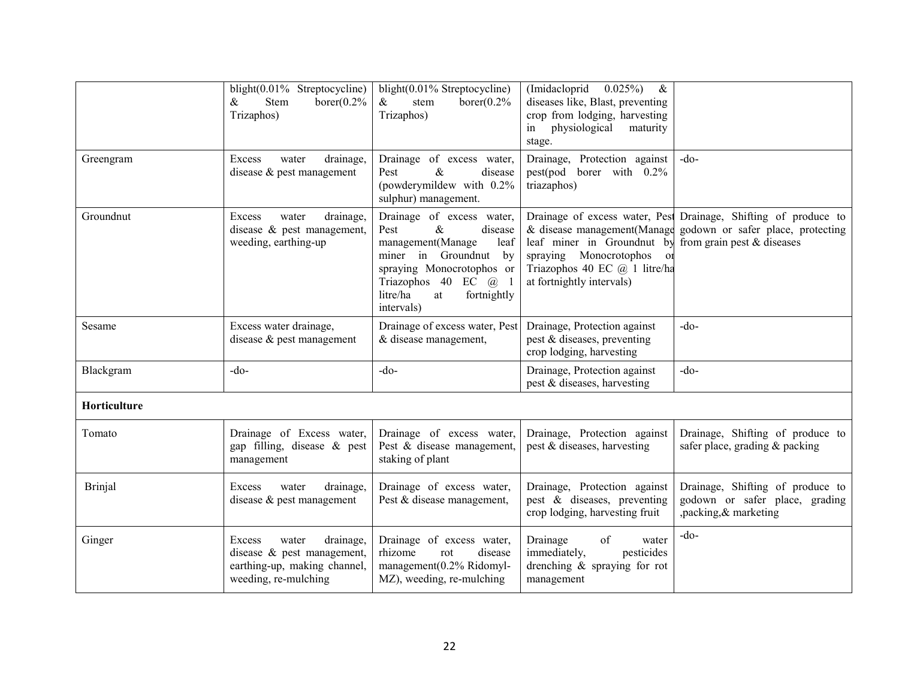| | | | | |
|---|---|---|---|---|
| | blight(0.01% Streptocycline) & Stem borer(0.2% Trizaphos) | blight(0.01% Streptocycline) & stem borer(0.2% Trizaphos) | (Imidacloprid 0.025%) & diseases like, Blast, preventing crop from lodging, harvesting in physiological maturity stage. | |
| Greengram | Excess water drainage, disease & pest management | Drainage of excess water, Pest & disease (powderymildew with 0.2% sulphur) management. | Drainage, Protection against pest(pod borer with 0.2% triazaphos) | -do- |
| Groundnut | Excess water drainage, disease & pest management, weeding, earthing-up | Drainage of excess water, Pest & disease management(Manage leaf miner in Groundnut by spraying Monocrotophos or Triazophos 40 EC @ 1 litre/ha at fortnightly intervals) | Drainage of excess water, Pest & disease management(Manage leaf miner in Groundnut by spraying Monocrotophos or Triazophos 40 EC @ 1 litre/ha at fortnightly intervals) | Drainage, Shifting of produce to godown or safer place, protecting from grain pest & diseases |
| Sesame | Excess water drainage, disease & pest management | Drainage of excess water, Pest & disease management, | Drainage, Protection against pest & diseases, preventing crop lodging, harvesting | -do- |
| Blackgram | -do- | -do- | Drainage, Protection against pest & diseases, harvesting | -do- |
| **Horticulture** | | | | |
| Tomato | Drainage of Excess water, gap filling, disease & pest management | Drainage of excess water, Pest & disease management, staking of plant | Drainage, Protection against pest & diseases, harvesting | Drainage, Shifting of produce to safer place, grading & packing |
| Brinjal | Excess water drainage, disease & pest management | Drainage of excess water, Pest & disease management, | Drainage, Protection against pest & diseases, preventing crop lodging, harvesting fruit | Drainage, Shifting of produce to godown or safer place, grading ,packing,& marketing |
| Ginger | Excess water drainage, disease & pest management, earthing-up, making channel, weeding, re-mulching | Drainage of excess water, rhizome rot disease management(0.2% Ridomyl-MZ), weeding, re-mulching | Drainage of water immediately, pesticides drenching & spraying for rot management | -do- |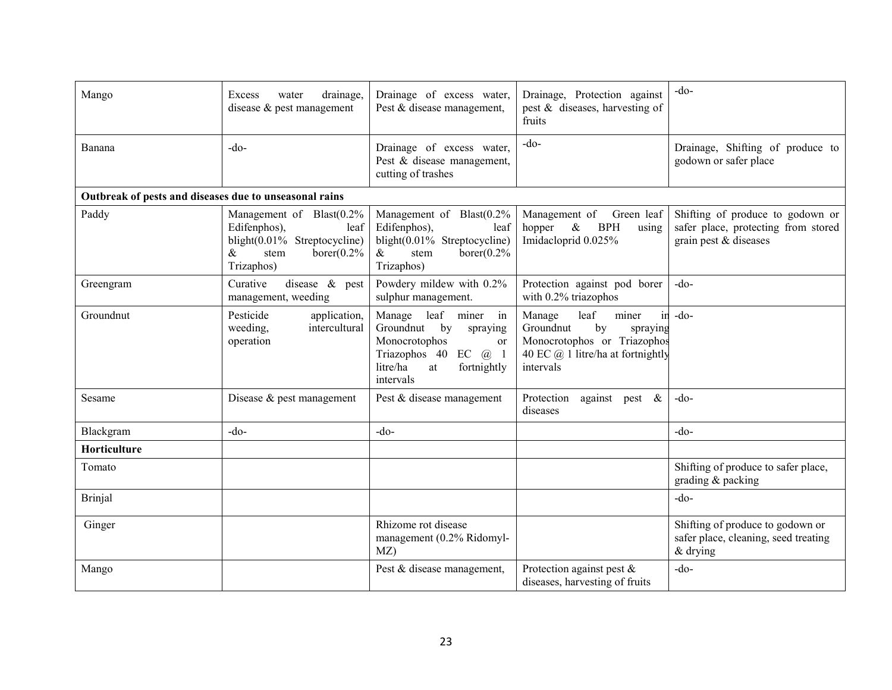| | | | | |
|---|---|---|---|---|
| Mango | Excess water drainage, disease & pest management | Drainage of excess water, Pest & disease management, | Drainage, Protection against pest & diseases, harvesting of fruits | -do- |
| Banana | -do- | Drainage of excess water, Pest & disease management, cutting of trashes | -do- | Drainage, Shifting of produce to godown or safer place |
| **Outbreak of pests and diseases due to unseasonal rains** | | | | |
| Paddy | Management of Blast(0.2% Edifenphos), leaf blight(0.01% Streptocycline) & stem borer(0.2% Trizaphos) | Management of Blast(0.2% Edifenphos), leaf blight(0.01% Streptocycline) & stem borer(0.2% Trizaphos) | Management of Green leaf hopper & BPH using Imidacloprid 0.025% | Shifting of produce to godown or safer place, protecting from stored grain pest & diseases |
| Greengram | Curative disease & pest management, weeding | Powdery mildew with 0.2% sulphur management. | Protection against pod borer with 0.2% triazophos | -do- |
| Groundnut | Pesticide application, weeding, intercultural operation | Manage leaf miner in Groundnut by spraying Monocrotophos or Triazophos 40 EC @ 1 litre/ha at fortnightly intervals | Manage leaf miner in Groundnut by spraying Monocrotophos or Triazophos 40 EC @ 1 litre/ha at fortnightly intervals | -do- |
| Sesame | Disease & pest management | Pest & disease management | Protection against pest & diseases | -do- |
| Blackgram | -do- | -do- | | -do- |
| **Horticulture** | | | | |
| Tomato | | | | Shifting of produce to safer place, grading & packing |
| Brinjal | | | | -do- |
| Ginger | | Rhizome rot disease management (0.2% Ridomyl-MZ) | | Shifting of produce to godown or safer place, cleaning, seed treating & drying |
| Mango | | Pest & disease management, | Protection against pest & diseases, harvesting of fruits | -do- |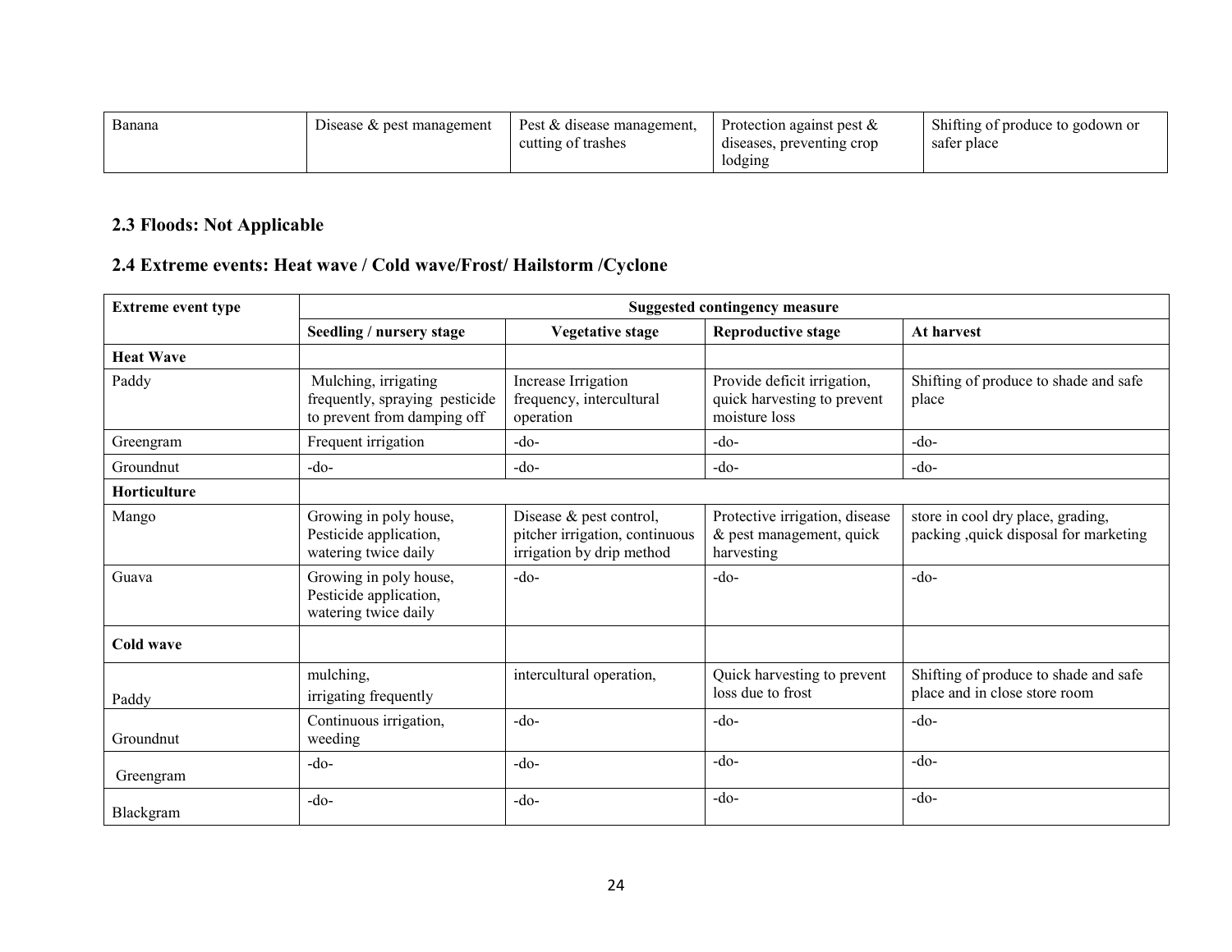| Banana | Disease & pest management | Pest & disease management, cutting of trashes | Protection against pest & diseases, preventing crop lodging | Shifting of produce to godown or safer place |
|---|---|---|---|---|

### 2.3 Floods: Not Applicable

### 2.4 Extreme events: Heat wave / Cold wave/Frost/ Hailstorm /Cyclone

| Extreme event type | Suggested contingency measure | | | |
|---|---|---|---|---|
| | **Seedling / nursery stage** | **Vegetative stage** | **Reproductive stage** | **At harvest** |
| **Heat Wave** | | | | |
| Paddy | Mulching, irrigating frequently, spraying pesticide to prevent from damping off | Increase Irrigation frequency, intercultural operation | Provide deficit irrigation, quick harvesting to prevent moisture loss | Shifting of produce to shade and safe place |
| Greengram | Frequent irrigation | -do- | -do- | -do- |
| Groundnut | -do- | -do- | -do- | -do- |
| **Horticulture** | | | | |
| Mango | Growing in poly house, Pesticide application, watering twice daily | Disease & pest control, pitcher irrigation, continuous irrigation by drip method | Protective irrigation, disease & pest management, quick harvesting | store in cool dry place, grading, packing ,quick disposal for marketing |
| Guava | Growing in poly house, Pesticide application, watering twice daily | -do- | -do- | -do- |
| **Cold wave** | | | | |
| Paddy | mulching, irrigating frequently | intercultural operation, | Quick harvesting to prevent loss due to frost | Shifting of produce to shade and safe place and in close store room |
| Groundnut | Continuous irrigation, weeding | -do- | -do- | -do- |
| Greengram | -do- | -do- | -do- | -do- |
| Blackgram | -do- | -do- | -do- | -do- |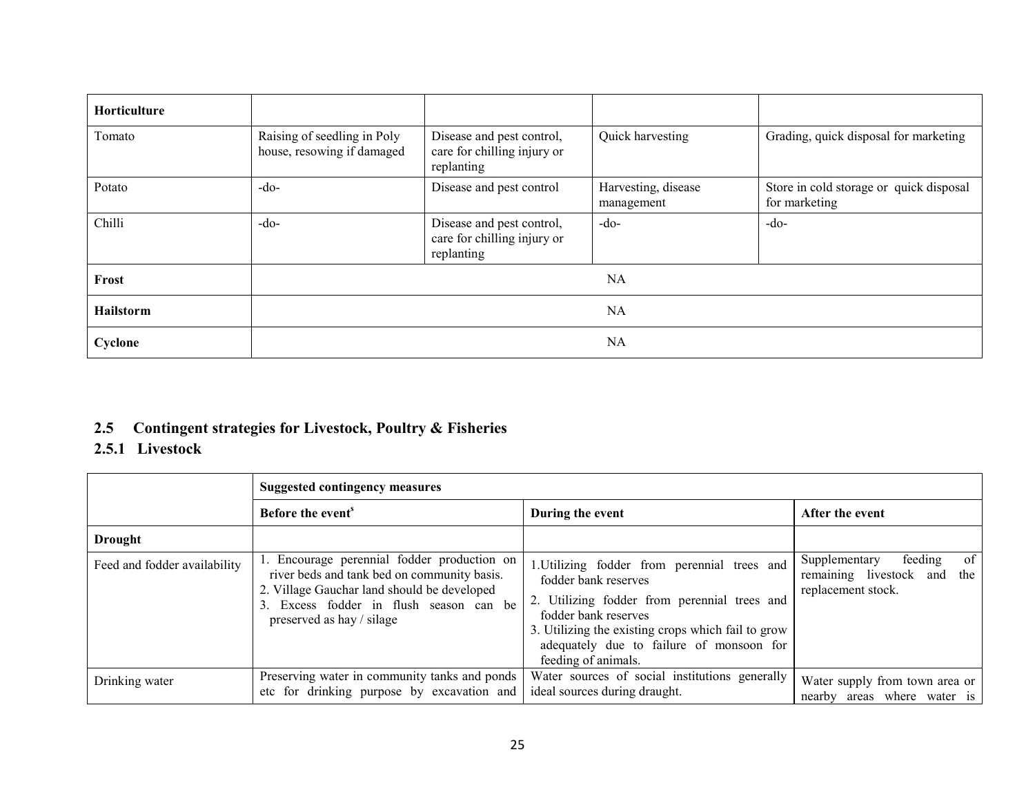| Horticulture | | | | |
|---|---|---|---|---|
| Tomato | Raising of seedling in Poly house, resowing if damaged | Disease and pest control, care for chilling injury or replanting | Quick harvesting | Grading, quick disposal for marketing |
| Potato | -do- | Disease and pest control | Harvesting, disease management | Store in cold storage or quick disposal for marketing |
| Chilli | -do- | Disease and pest control, care for chilling injury or replanting | -do- | -do- |
| **Frost** | NA | | | |
| **Hailstorm** | NA | | | |
| **Cyclone** | NA | | | |

## 2.5 Contingent strategies for Livestock, Poultry & Fisheries

### 2.5.1 Livestock

| | **Suggested contingency measures** | | |
|---|---|---|---|
| | **Before the event[s]** | **During the event** | **After the event** |
| **Drought** | | | |
| Feed and fodder availability | 1. Encourage perennial fodder production on river beds and tank bed on community basis.<br>2. Village Gauchar land should be developed<br>3. Excess fodder in flush season can be preserved as hay / silage | 1.Utilizing fodder from perennial trees and fodder bank reserves<br>2. Utilizing fodder from perennial trees and fodder bank reserves<br>3. Utilizing the existing crops which fail to grow adequately due to failure of monsoon for feeding of animals. | Supplementary feeding of remaining livestock and the replacement stock. |
| Drinking water | Preserving water in community tanks and ponds etc for drinking purpose by excavation and | Water sources of social institutions generally ideal sources during draught. | Water supply from town area or nearby areas where water is |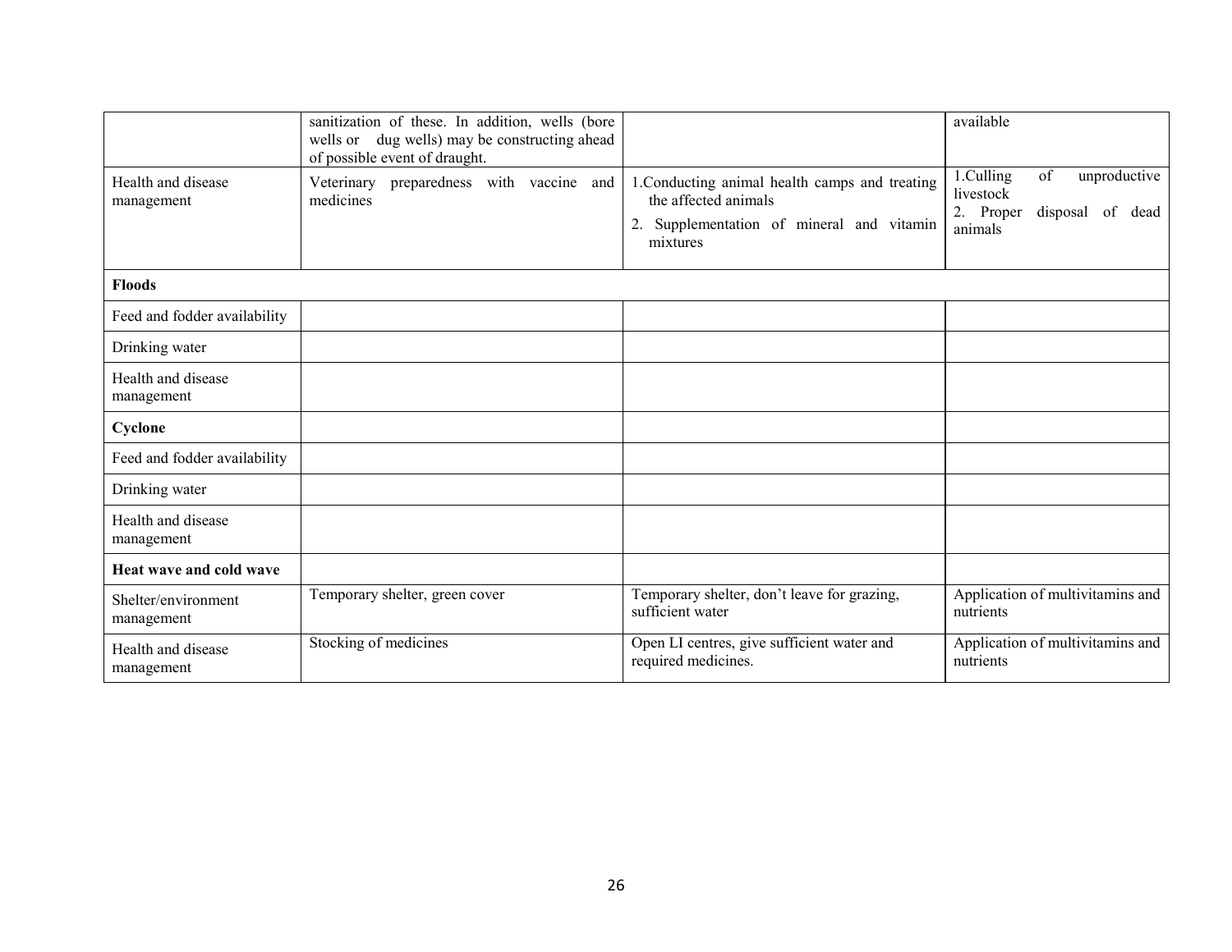| | | | |
|---|---|---|---|
| | sanitization of these. In addition, wells (bore wells or dug wells) may be constructing ahead of possible event of draught. | | available |
| Health and disease management | Veterinary preparedness with vaccine and medicines | 1.Conducting animal health camps and treating the affected animals<br>2. Supplementation of mineral and vitamin mixtures | 1.Culling of unproductive livestock<br>2. Proper disposal of dead animals |
| **Floods** | | | |
| Feed and fodder availability | | | |
| Drinking water | | | |
| Health and disease management | | | |
| **Cyclone** | | | |
| Feed and fodder availability | | | |
| Drinking water | | | |
| Health and disease management | | | |
| **Heat wave and cold wave** | | | |
| Shelter/environment management | Temporary shelter, green cover | Temporary shelter, don't leave for grazing, sufficient water | Application of multivitamins and nutrients |
| Health and disease management | Stocking of medicines | Open LI centres, give sufficient water and required medicines. | Application of multivitamins and nutrients |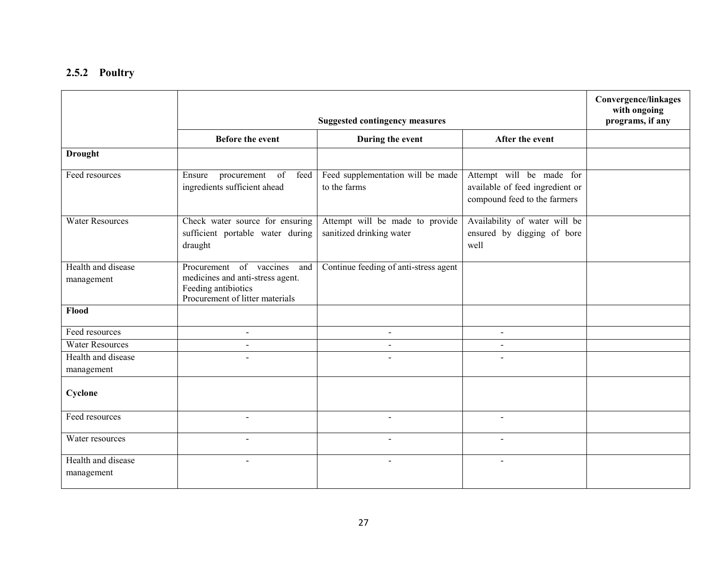## 2.5.2 Poultry

| | Suggested contingency measures | | | Convergence/linkages with ongoing programs, if any |
|---|---|---|---|---|
| | Before the event | During the event | After the event | |
| **Drought** | | | | |
| Feed resources | Ensure procurement of feed ingredients sufficient ahead | Feed supplementation will be made to the farms | Attempt will be made for available of feed ingredient or compound feed to the farmers | |
| Water Resources | Check water source for ensuring sufficient portable water during draught | Attempt will be made to provide sanitized drinking water | Availability of water will be ensured by digging of bore well | |
| Health and disease management | Procurement of vaccines and medicines and anti-stress agent. Feeding antibiotics Procurement of litter materials | Continue feeding of anti-stress agent | | |
| **Flood** | | | | |
| Feed resources | - | - | - | |
| Water Resources | - | - | - | |
| Health and disease management | - | - | - | |
| **Cyclone** | | | | |
| Feed resources | - | - | - | |
| Water resources | - | - | - | |
| Health and disease management | - | - | - | |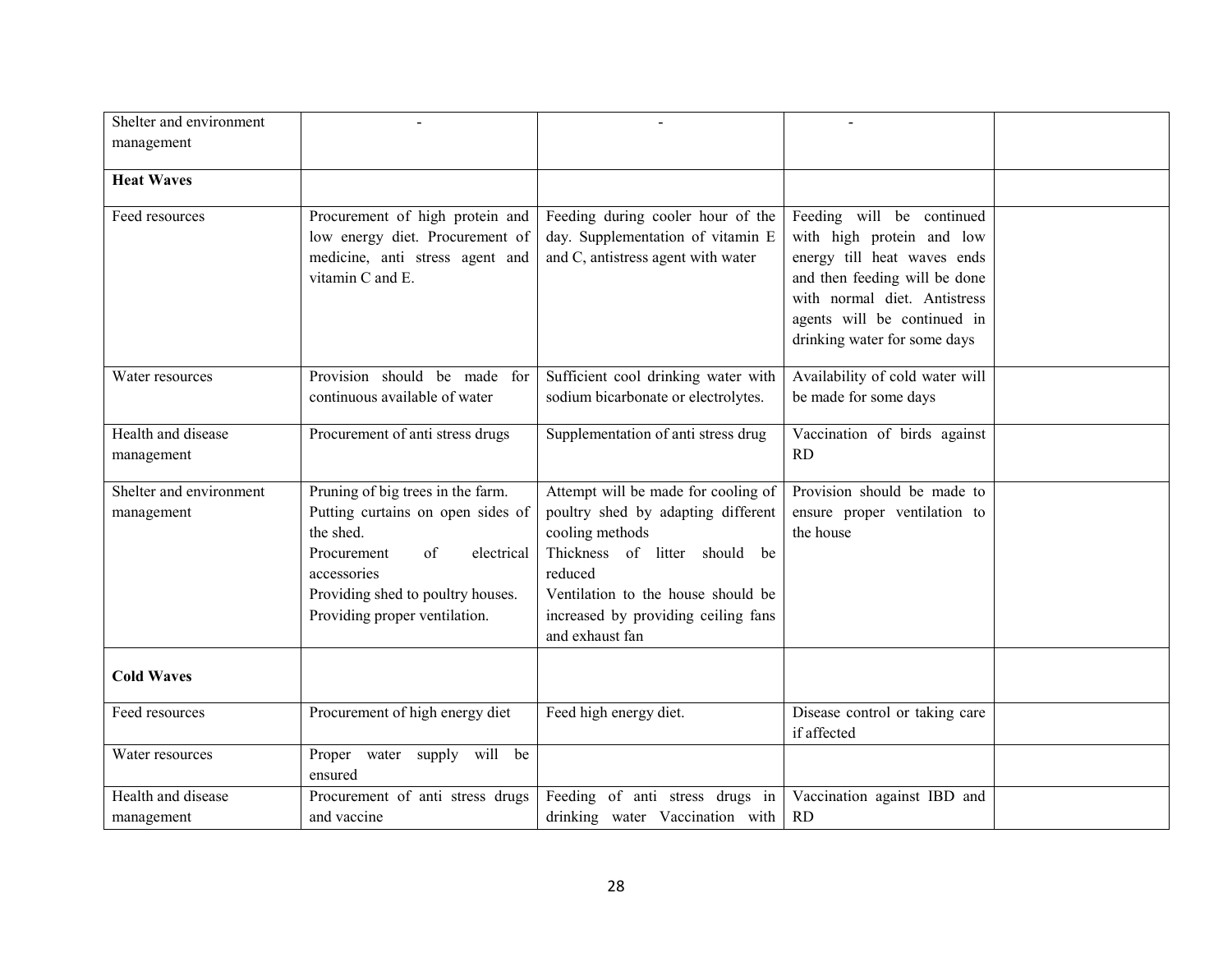| | | | | |
|---|---|---|---|---|
| Shelter and environment management | - | - | - | |
| **Heat Waves** | | | | |
| Feed resources | Procurement of high protein and low energy diet. Procurement of medicine, anti stress agent and vitamin C and E. | Feeding during cooler hour of the day. Supplementation of vitamin E and C, antistress agent with water | Feeding will be continued with high protein and low energy till heat waves ends and then feeding will be done with normal diet. Antistress agents will be continued in drinking water for some days | |
| Water resources | Provision should be made for continuous available of water | Sufficient cool drinking water with sodium bicarbonate or electrolytes. | Availability of cold water will be made for some days | |
| Health and disease management | Procurement of anti stress drugs | Supplementation of anti stress drug | Vaccination of birds against RD | |
| Shelter and environment management | Pruning of big trees in the farm.<br>Putting curtains on open sides of the shed.<br>Procurement of electrical accessories<br>Providing shed to poultry houses.<br>Providing proper ventilation. | Attempt will be made for cooling of poultry shed by adapting different cooling methods<br>Thickness of litter should be reduced<br>Ventilation to the house should be increased by providing ceiling fans and exhaust fan | Provision should be made to ensure proper ventilation to the house | |
| **Cold Waves** | | | | |
| Feed resources | Procurement of high energy diet | Feed high energy diet. | Disease control or taking care if affected | |
| Water resources | Proper water supply will be ensured | | | |
| Health and disease management | Procurement of anti stress drugs and vaccine | Feeding of anti stress drugs in drinking water Vaccination with | Vaccination against IBD and RD | |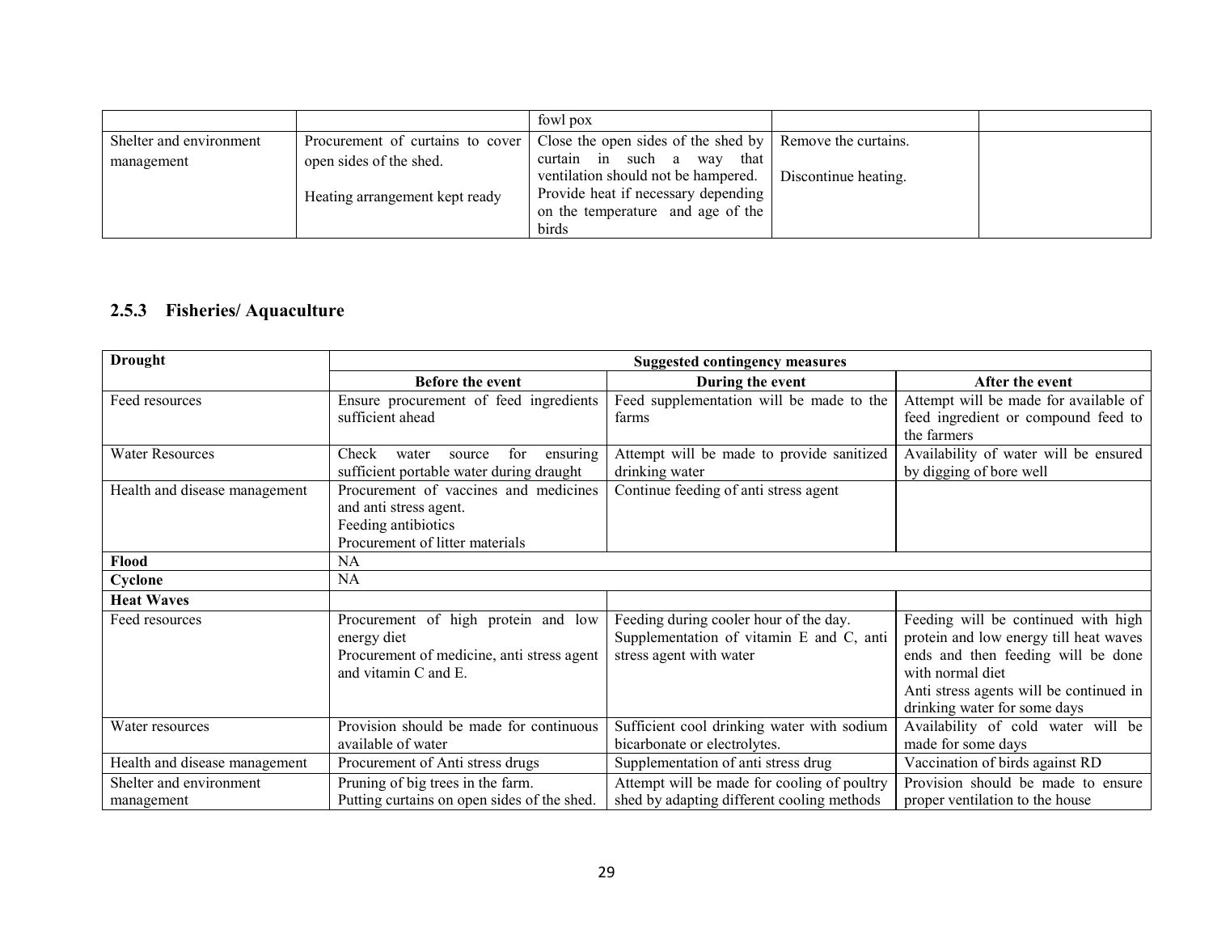| | | fowl pox | | |
|---|---|---|---|---|
| Shelter and environment management | Procurement of curtains to cover open sides of the shed.<br><br>Heating arrangement kept ready | Close the open sides of the shed by curtain in such a way that ventilation should not be hampered.<br>Provide heat if necessary depending on the temperature and age of the birds | Remove the curtains.<br><br>Discontinue heating. | |

### 2.5.3 Fisheries/ Aquaculture

| **Drought** | **Suggested contingency measures** | | |
|---|---|---|---|
| | **Before the event** | **During the event** | **After the event** |
| Feed resources | Ensure procurement of feed ingredients sufficient ahead | Feed supplementation will be made to the farms | Attempt will be made for available of feed ingredient or compound feed to the farmers |
| Water Resources | Check water source for ensuring sufficient portable water during draught | Attempt will be made to provide sanitized drinking water | Availability of water will be ensured by digging of bore well |
| Health and disease management | Procurement of vaccines and medicines and anti stress agent.<br>Feeding antibiotics<br>Procurement of litter materials | Continue feeding of anti stress agent | |
| **Flood** | NA | | |
| **Cyclone** | NA | | |
| **Heat Waves** | | | |
| Feed resources | Procurement of high protein and low energy diet<br>Procurement of medicine, anti stress agent and vitamin C and E. | Feeding during cooler hour of the day.<br>Supplementation of vitamin E and C, anti stress agent with water | Feeding will be continued with high protein and low energy till heat waves ends and then feeding will be done with normal diet<br>Anti stress agents will be continued in drinking water for some days |
| Water resources | Provision should be made for continuous available of water | Sufficient cool drinking water with sodium bicarbonate or electrolytes. | Availability of cold water will be made for some days |
| Health and disease management | Procurement of Anti stress drugs | Supplementation of anti stress drug | Vaccination of birds against RD |
| Shelter and environment management | Pruning of big trees in the farm.<br>Putting curtains on open sides of the shed. | Attempt will be made for cooling of poultry shed by adapting different cooling methods | Provision should be made to ensure proper ventilation to the house |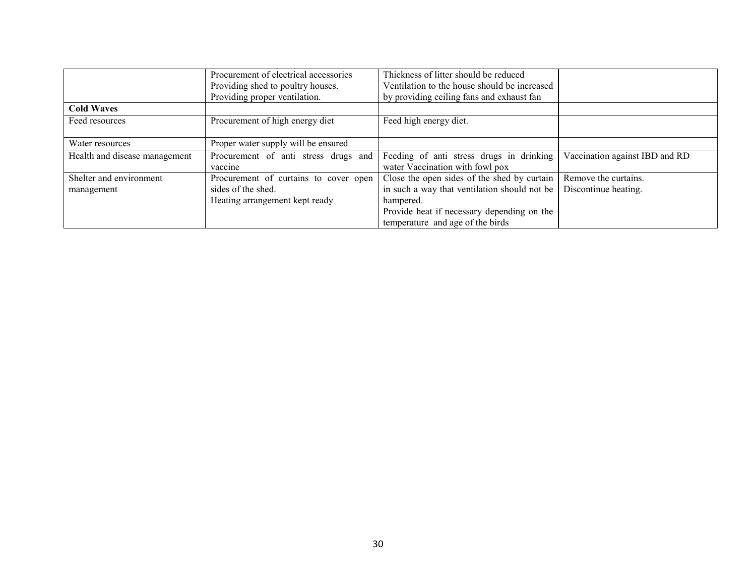| | | | |
|---|---|---|---|
| | Procurement of electrical accessories<br>Providing shed to poultry houses.<br>Providing proper ventilation. | Thickness of litter should be reduced<br>Ventilation to the house should be increased by providing ceiling fans and exhaust fan | |
| **Cold Waves** | | | |
| Feed resources | Procurement of high energy diet | Feed high energy diet. | |
| Water resources | Proper water supply will be ensured | | |
| Health and disease management | Procurement of anti stress drugs and vaccine | Feeding of anti stress drugs in drinking water Vaccination with fowl pox | Vaccination against IBD and RD |
| Shelter and environment management | Procurement of curtains to cover open sides of the shed.<br>Heating arrangement kept ready | Close the open sides of the shed by curtain in such a way that ventilation should not be hampered.<br>Provide heat if necessary depending on the temperature and age of the birds | Remove the curtains.<br>Discontinue heating. |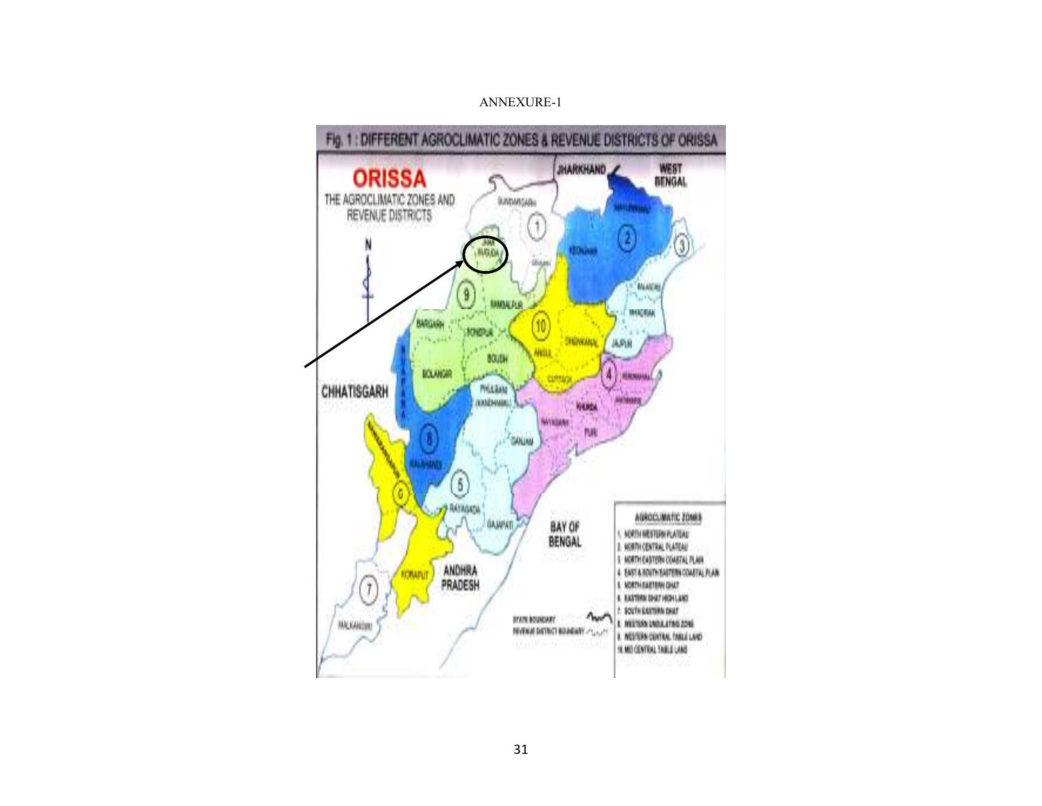ANNEXURE-1

Fig. 1 : DIFFERENT AGROCLIMATIC ZONES & REVENUE DISTRICTS OF ORISSA

ORISSA

THE AGROCLIMATIC ZONES AND REVENUE DISTRICTS

AGROCLIMATIC ZONES

1. NORTH WESTERN PLATEAU
2. NORTH CENTRAL PLATEAU
3. NORTH EASTERN COASTAL PLAIN
4. EAST & SOUTH EASTERN COASTAL PLAIN
5. NORTH EASTERN GHAT
6. EASTERN GHAT HIGH LAND
7. SOUTH EASTERN GHAT
8. WESTERN UNDULATING ZONE
9. WESTERN CENTRAL TABLE LAND
10. MID CENTRAL TABLE LAND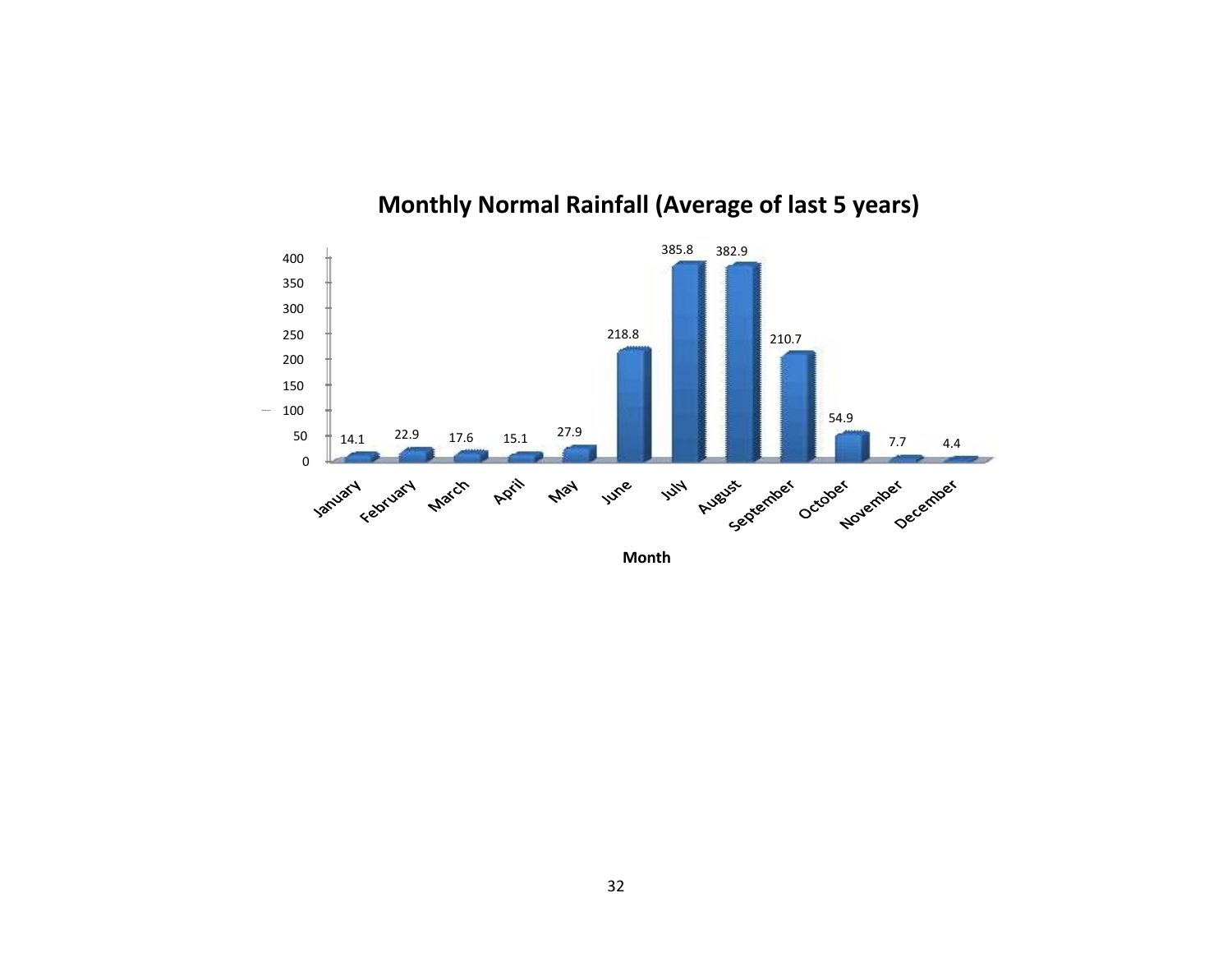## Monthly Normal Rainfall (Average of last 5 years)

| Month | Rainfall |
|---|---|
| January | 14.1 |
| February | 22.9 |
| March | 17.6 |
| April | 15.1 |
| May | 27.9 |
| June | 218.8 |
| July | 385.8 |
| August | 382.9 |
| September | 210.7 |
| October | 54.9 |
| November | 7.7 |
| December | 4.4 |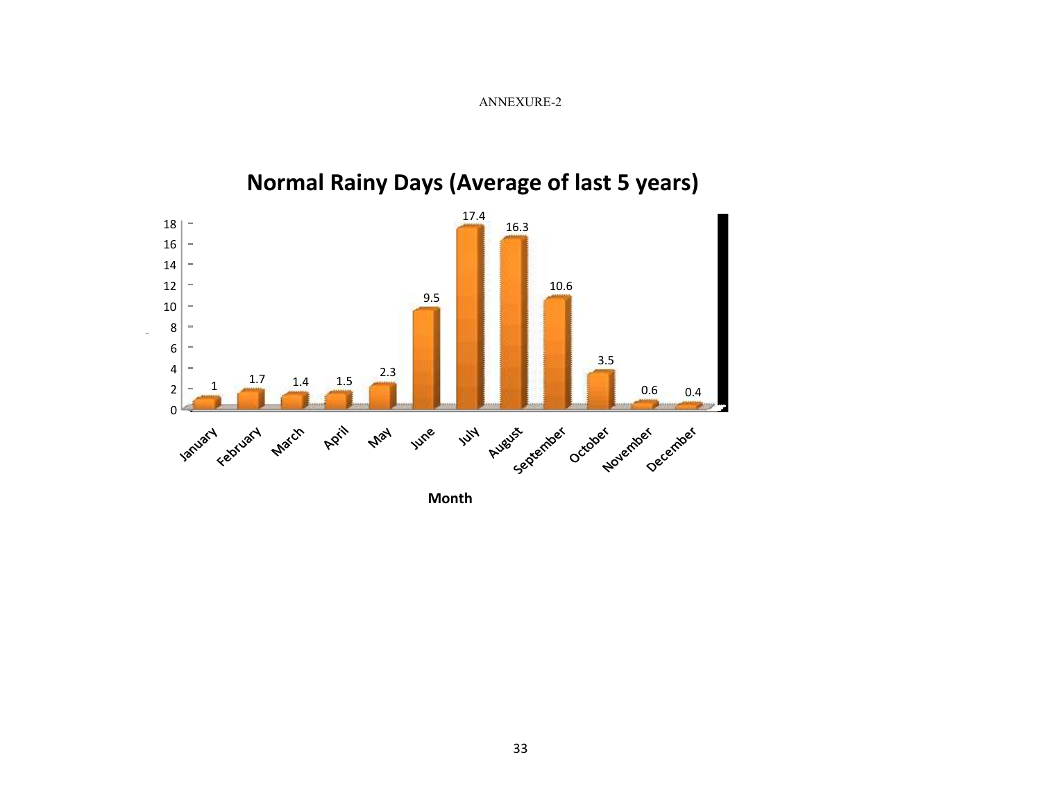ANNEXURE-2

## Normal Rainy Days (Average of last 5 years)

18
16
14
12
10
8
6
4
2
0

1
1.7
1.4
1.5
2.3
9.5
17.4
16.3
10.6
3.5
0.6
0.4

January
February
March
April
May
June
July
August
September
October
November
December

**Month**